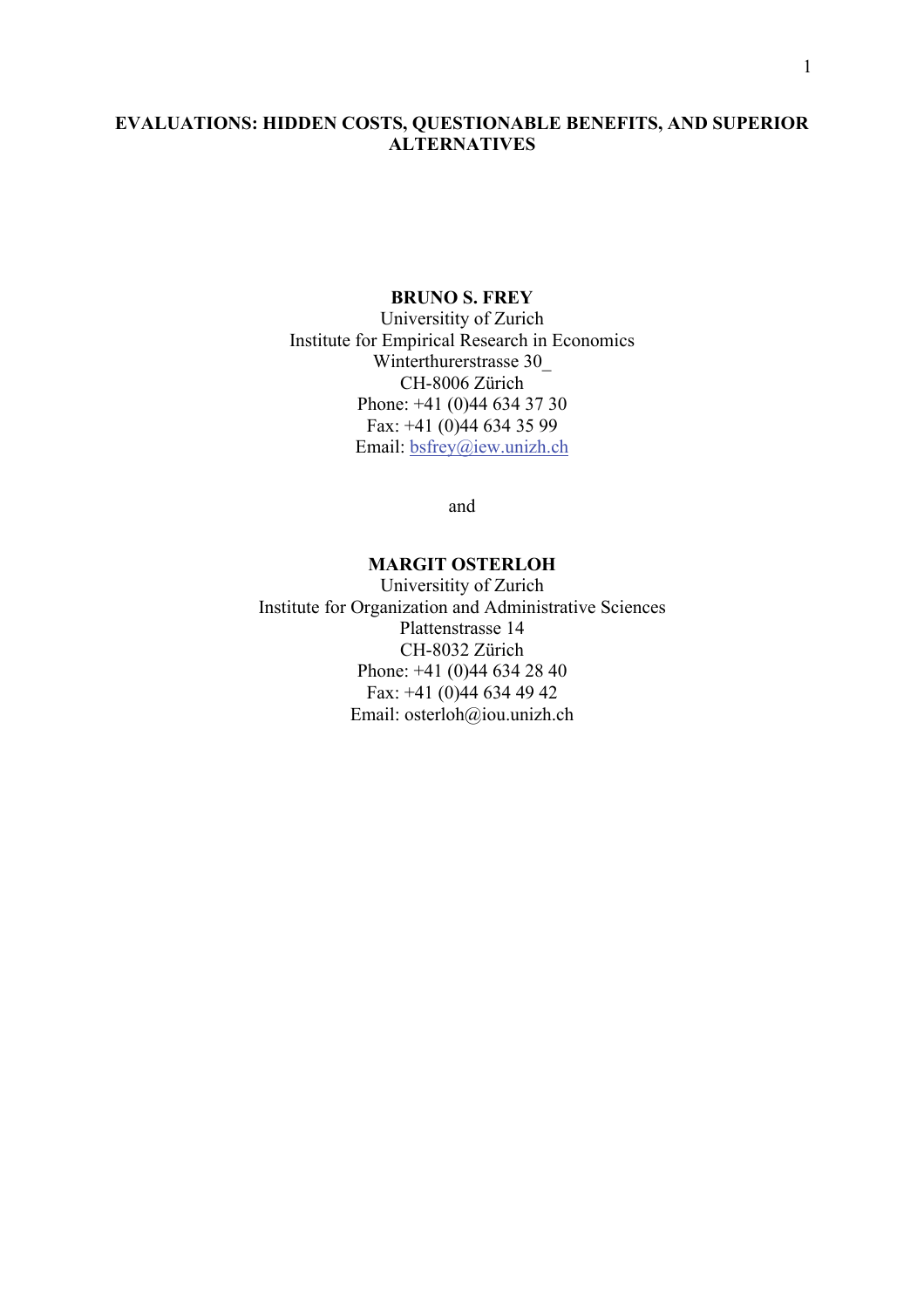# EVALUATIONS: HIDDEN COSTS, QUESTIONABLE BENEFITS, AND SUPERIOR ALTERNATIVES

**BRUNO S. FREY**
University of Zurich
Institute for Empirical Research in Economics
Winterthurerstrasse 30_
CH-8006 Zürich
Phone: +41 (0)44 634 37 30
Fax: +41 (0)44 634 35 99
Email: bsfrey@iew.unizh.ch

and

**MARGIT OSTERLOH**
University of Zurich
Institute for Organization and Administrative Sciences
Plattenstrasse 14
CH-8032 Zürich
Phone: +41 (0)44 634 28 40
Fax: +41 (0)44 634 49 42
Email: osterloh@iou.unizh.ch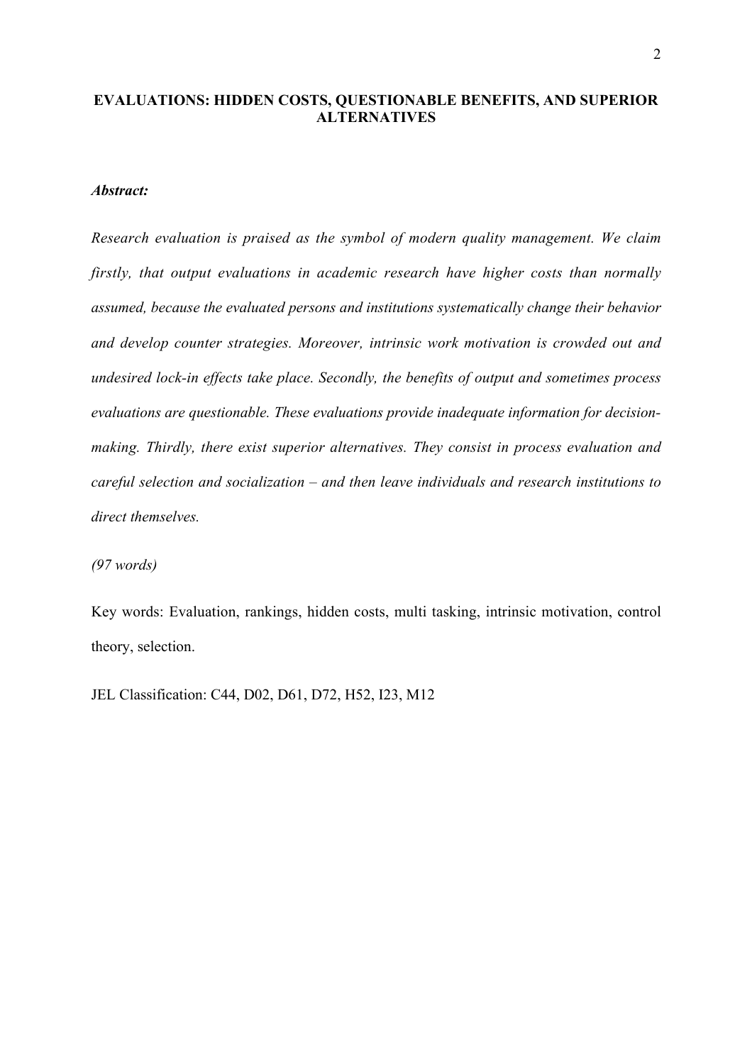# EVALUATIONS: HIDDEN COSTS, QUESTIONABLE BENEFITS, AND SUPERIOR ALTERNATIVES

***Abstract:***

*Research evaluation is praised as the symbol of modern quality management. We claim firstly, that output evaluations in academic research have higher costs than normally assumed, because the evaluated persons and institutions systematically change their behavior and develop counter strategies. Moreover, intrinsic work motivation is crowded out and undesired lock-in effects take place. Secondly, the benefits of output and sometimes process evaluations are questionable. These evaluations provide inadequate information for decision-making. Thirdly, there exist superior alternatives. They consist in process evaluation and careful selection and socialization – and then leave individuals and research institutions to direct themselves.*

*(97 words)*

Key words: Evaluation, rankings, hidden costs, multi tasking, intrinsic motivation, control theory, selection.

JEL Classification: C44, D02, D61, D72, H52, I23, M12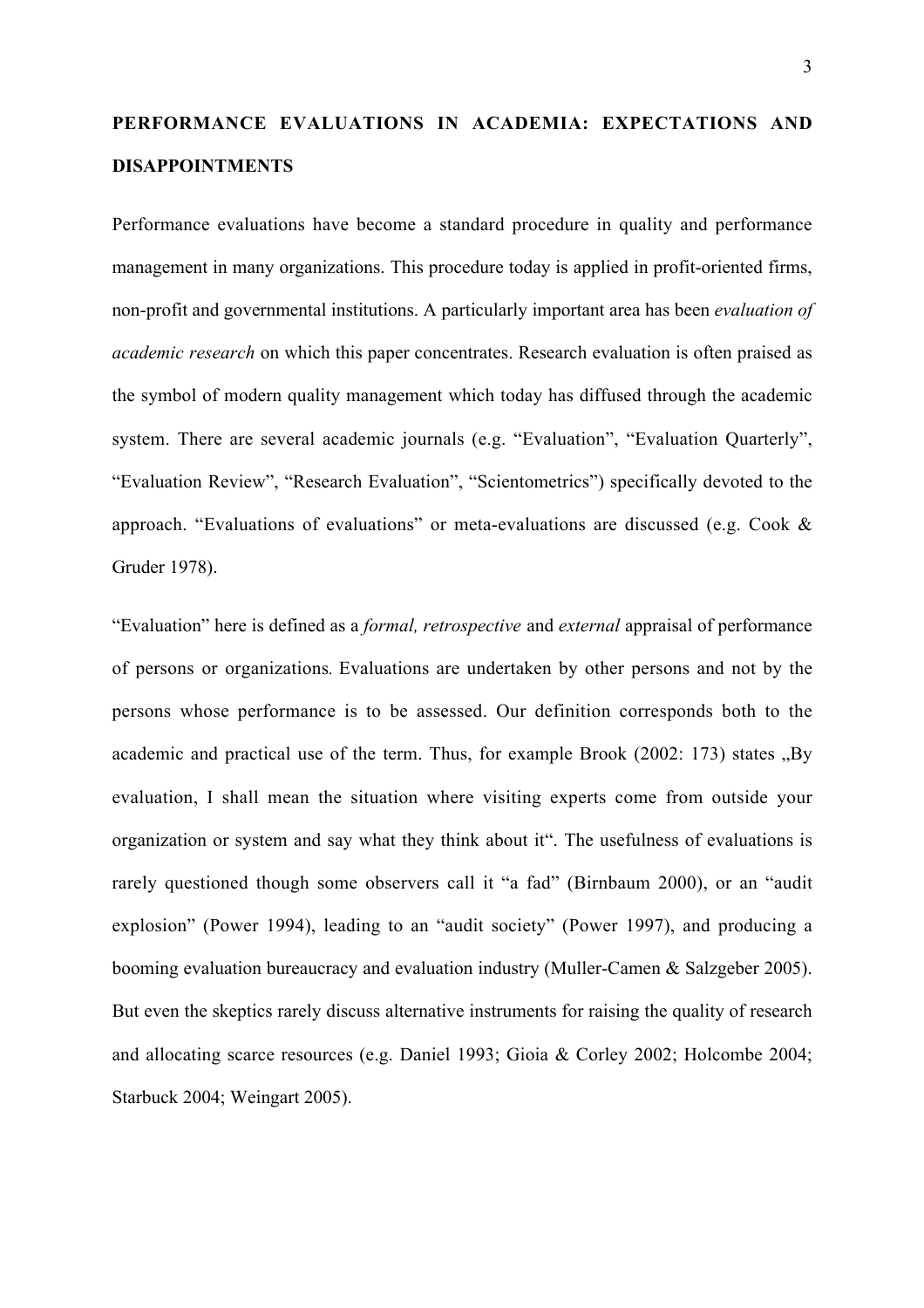## PERFORMANCE EVALUATIONS IN ACADEMIA: EXPECTATIONS AND DISAPPOINTMENTS

Performance evaluations have become a standard procedure in quality and performance management in many organizations. This procedure today is applied in profit-oriented firms, non-profit and governmental institutions. A particularly important area has been *evaluation of academic research* on which this paper concentrates. Research evaluation is often praised as the symbol of modern quality management which today has diffused through the academic system. There are several academic journals (e.g. "Evaluation", "Evaluation Quarterly", "Evaluation Review", "Research Evaluation", "Scientometrics") specifically devoted to the approach. "Evaluations of evaluations" or meta-evaluations are discussed (e.g. Cook & Gruder 1978).

"Evaluation" here is defined as a *formal, retrospective* and *external* appraisal of performance of persons or organizations. Evaluations are undertaken by other persons and not by the persons whose performance is to be assessed. Our definition corresponds both to the academic and practical use of the term. Thus, for example Brook (2002: 173) states „By evaluation, I shall mean the situation where visiting experts come from outside your organization or system and say what they think about it". The usefulness of evaluations is rarely questioned though some observers call it "a fad" (Birnbaum 2000), or an "audit explosion" (Power 1994), leading to an "audit society" (Power 1997), and producing a booming evaluation bureaucracy and evaluation industry (Muller-Camen & Salzgeber 2005). But even the skeptics rarely discuss alternative instruments for raising the quality of research and allocating scarce resources (e.g. Daniel 1993; Gioia & Corley 2002; Holcombe 2004; Starbuck 2004; Weingart 2005).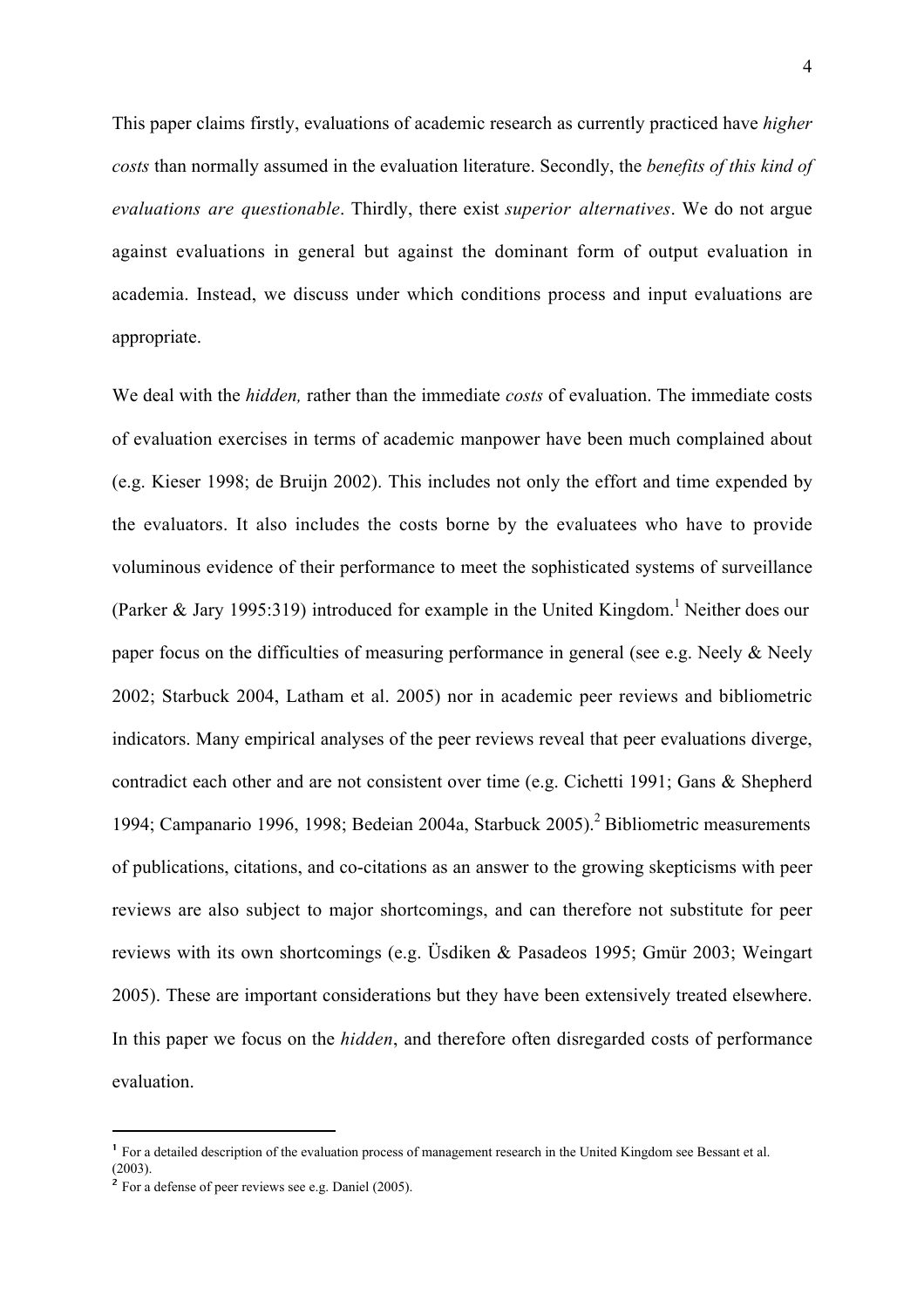This paper claims firstly, evaluations of academic research as currently practiced have *higher costs* than normally assumed in the evaluation literature. Secondly, the *benefits of this kind of evaluations are questionable*. Thirdly, there exist *superior alternatives*. We do not argue against evaluations in general but against the dominant form of output evaluation in academia. Instead, we discuss under which conditions process and input evaluations are appropriate.

We deal with the *hidden,* rather than the immediate *costs* of evaluation. The immediate costs of evaluation exercises in terms of academic manpower have been much complained about (e.g. Kieser 1998; de Bruijn 2002). This includes not only the effort and time expended by the evaluators. It also includes the costs borne by the evaluatees who have to provide voluminous evidence of their performance to meet the sophisticated systems of surveillance (Parker & Jary 1995:319) introduced for example in the United Kingdom.[1] Neither does our paper focus on the difficulties of measuring performance in general (see e.g. Neely & Neely 2002; Starbuck 2004, Latham et al. 2005) nor in academic peer reviews and bibliometric indicators. Many empirical analyses of the peer reviews reveal that peer evaluations diverge, contradict each other and are not consistent over time (e.g. Cichetti 1991; Gans & Shepherd 1994; Campanario 1996, 1998; Bedeian 2004a, Starbuck 2005).[2] Bibliometric measurements of publications, citations, and co-citations as an answer to the growing skepticisms with peer reviews are also subject to major shortcomings, and can therefore not substitute for peer reviews with its own shortcomings (e.g. Üsdiken & Pasadeos 1995; Gmür 2003; Weingart 2005). These are important considerations but they have been extensively treated elsewhere. In this paper we focus on the *hidden*, and therefore often disregarded costs of performance evaluation.

---

[1] For a detailed description of the evaluation process of management research in the United Kingdom see Bessant et al. (2003).

[2] For a defense of peer reviews see e.g. Daniel (2005).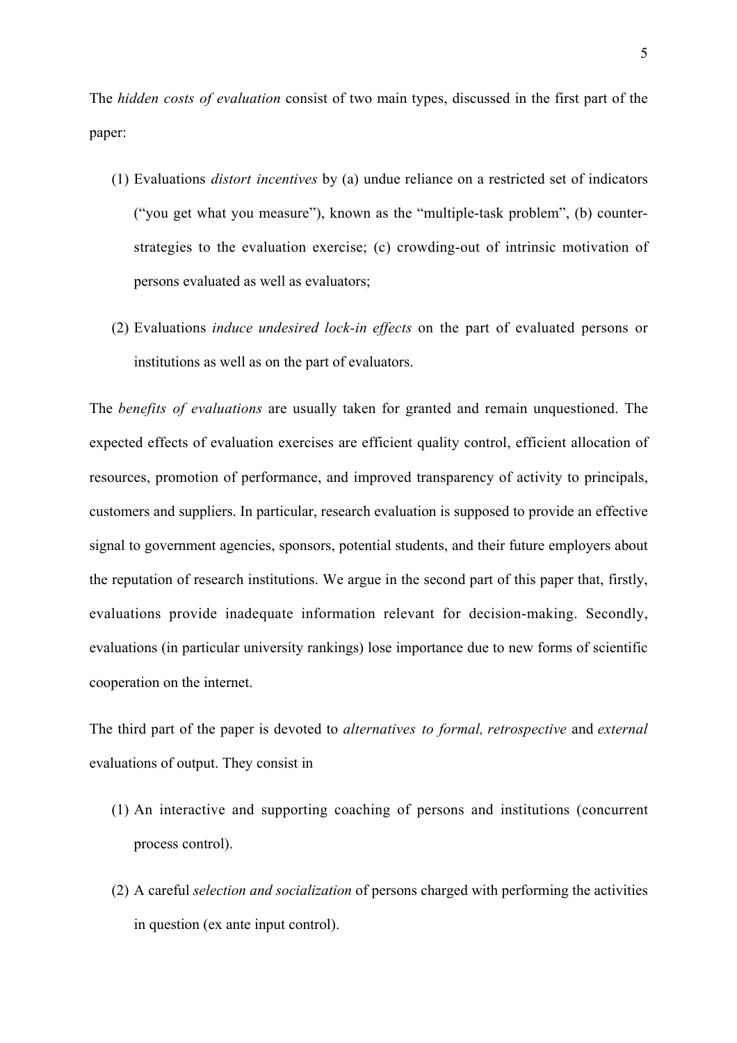The *hidden costs of evaluation* consist of two main types, discussed in the first part of the paper:

(1) Evaluations *distort incentives* by (a) undue reliance on a restricted set of indicators ("you get what you measure"), known as the "multiple-task problem", (b) counter-strategies to the evaluation exercise; (c) crowding-out of intrinsic motivation of persons evaluated as well as evaluators;

(2) Evaluations *induce undesired lock-in effects* on the part of evaluated persons or institutions as well as on the part of evaluators.

The *benefits of evaluations* are usually taken for granted and remain unquestioned. The expected effects of evaluation exercises are efficient quality control, efficient allocation of resources, promotion of performance, and improved transparency of activity to principals, customers and suppliers. In particular, research evaluation is supposed to provide an effective signal to government agencies, sponsors, potential students, and their future employers about the reputation of research institutions. We argue in the second part of this paper that, firstly, evaluations provide inadequate information relevant for decision-making. Secondly, evaluations (in particular university rankings) lose importance due to new forms of scientific cooperation on the internet.

The third part of the paper is devoted to *alternatives to formal, retrospective* and *external* evaluations of output. They consist in

(1) An interactive and supporting coaching of persons and institutions (concurrent process control).

(2) A careful *selection and socialization* of persons charged with performing the activities in question (ex ante input control).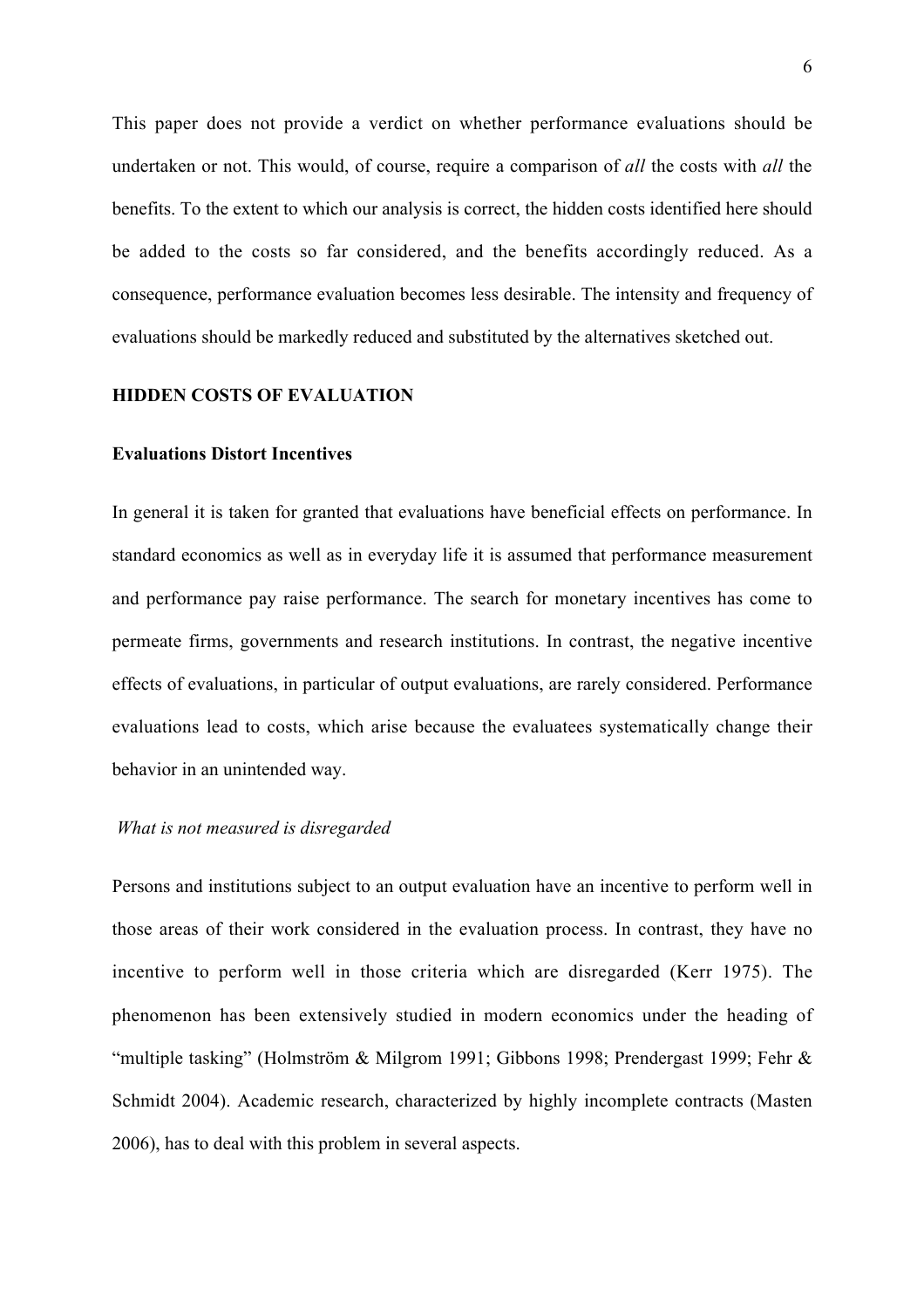This paper does not provide a verdict on whether performance evaluations should be undertaken or not. This would, of course, require a comparison of *all* the costs with *all* the benefits. To the extent to which our analysis is correct, the hidden costs identified here should be added to the costs so far considered, and the benefits accordingly reduced. As a consequence, performance evaluation becomes less desirable. The intensity and frequency of evaluations should be markedly reduced and substituted by the alternatives sketched out.

## HIDDEN COSTS OF EVALUATION

### Evaluations Distort Incentives

In general it is taken for granted that evaluations have beneficial effects on performance. In standard economics as well as in everyday life it is assumed that performance measurement and performance pay raise performance. The search for monetary incentives has come to permeate firms, governments and research institutions. In contrast, the negative incentive effects of evaluations, in particular of output evaluations, are rarely considered. Performance evaluations lead to costs, which arise because the evaluatees systematically change their behavior in an unintended way.

#### *What is not measured is disregarded*

Persons and institutions subject to an output evaluation have an incentive to perform well in those areas of their work considered in the evaluation process. In contrast, they have no incentive to perform well in those criteria which are disregarded (Kerr 1975). The phenomenon has been extensively studied in modern economics under the heading of "multiple tasking" (Holmström & Milgrom 1991; Gibbons 1998; Prendergast 1999; Fehr & Schmidt 2004). Academic research, characterized by highly incomplete contracts (Masten 2006), has to deal with this problem in several aspects.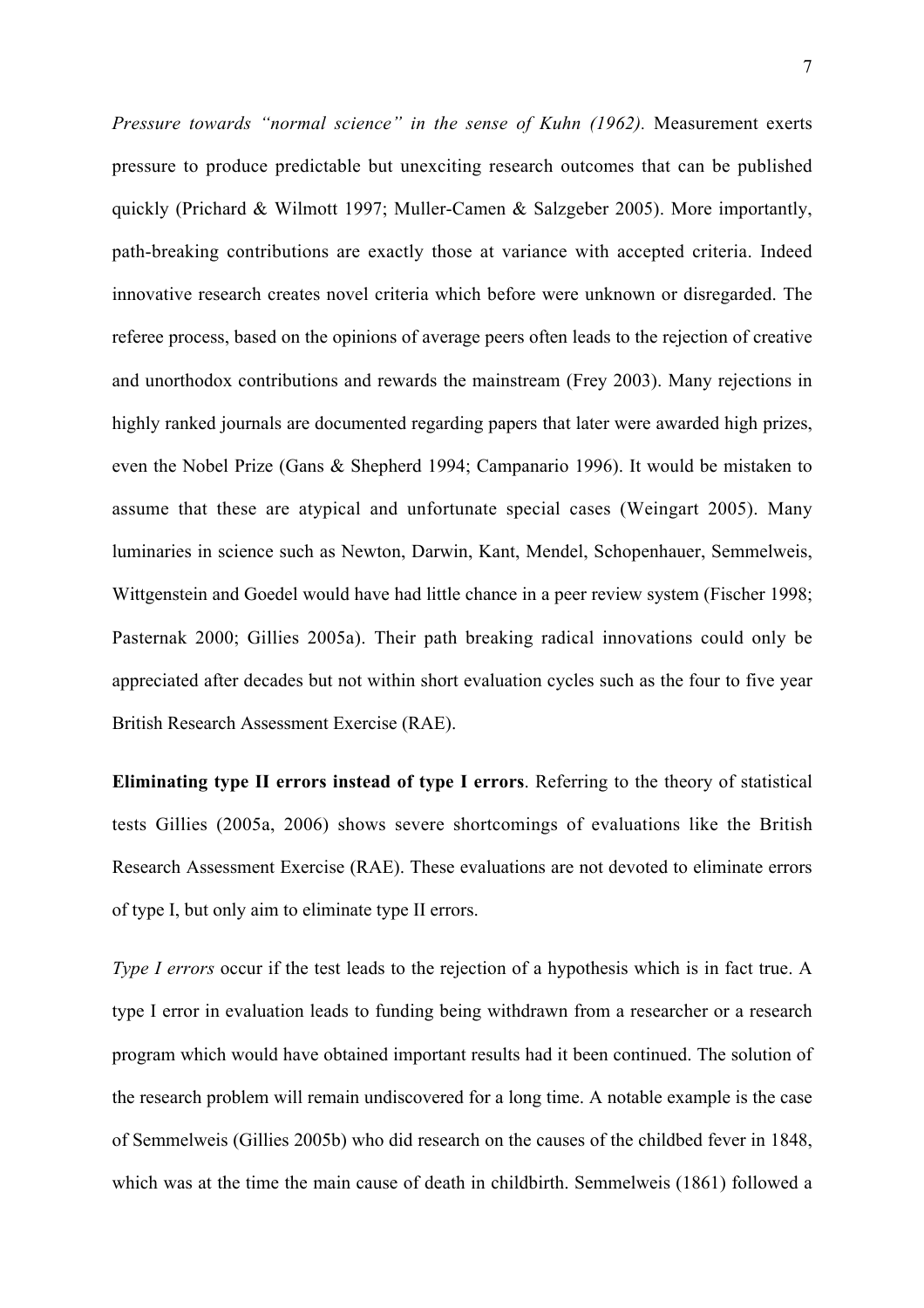*Pressure towards "normal science" in the sense of Kuhn (1962).* Measurement exerts pressure to produce predictable but unexciting research outcomes that can be published quickly (Prichard & Wilmott 1997; Muller-Camen & Salzgeber 2005). More importantly, path-breaking contributions are exactly those at variance with accepted criteria. Indeed innovative research creates novel criteria which before were unknown or disregarded. The referee process, based on the opinions of average peers often leads to the rejection of creative and unorthodox contributions and rewards the mainstream (Frey 2003). Many rejections in highly ranked journals are documented regarding papers that later were awarded high prizes, even the Nobel Prize (Gans & Shepherd 1994; Campanario 1996). It would be mistaken to assume that these are atypical and unfortunate special cases (Weingart 2005). Many luminaries in science such as Newton, Darwin, Kant, Mendel, Schopenhauer, Semmelweis, Wittgenstein and Goedel would have had little chance in a peer review system (Fischer 1998; Pasternak 2000; Gillies 2005a). Their path breaking radical innovations could only be appreciated after decades but not within short evaluation cycles such as the four to five year British Research Assessment Exercise (RAE).

**Eliminating type II errors instead of type I errors**. Referring to the theory of statistical tests Gillies (2005a, 2006) shows severe shortcomings of evaluations like the British Research Assessment Exercise (RAE). These evaluations are not devoted to eliminate errors of type I, but only aim to eliminate type II errors.

*Type I errors* occur if the test leads to the rejection of a hypothesis which is in fact true. A type I error in evaluation leads to funding being withdrawn from a researcher or a research program which would have obtained important results had it been continued. The solution of the research problem will remain undiscovered for a long time. A notable example is the case of Semmelweis (Gillies 2005b) who did research on the causes of the childbed fever in 1848, which was at the time the main cause of death in childbirth. Semmelweis (1861) followed a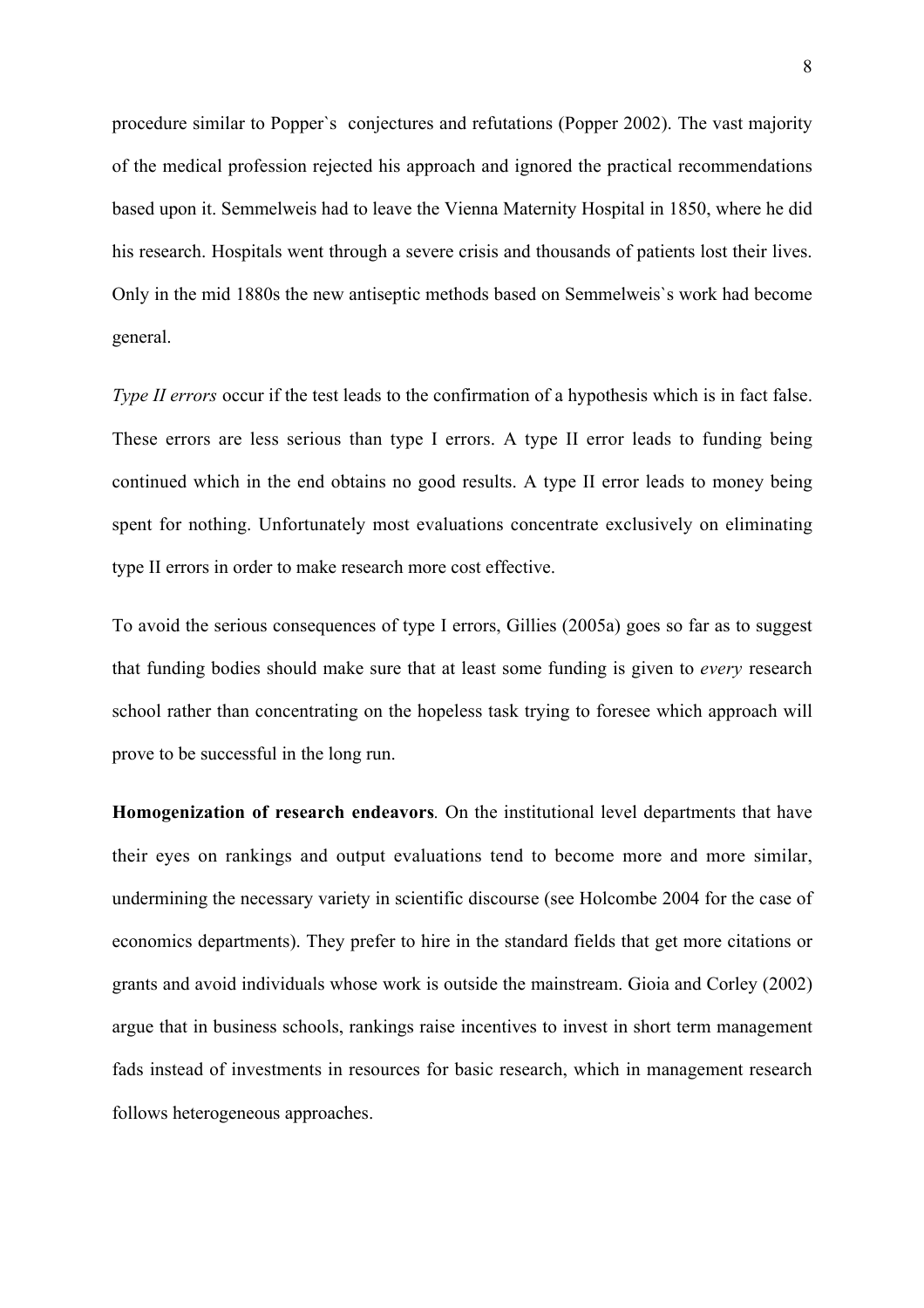procedure similar to Popper`s conjectures and refutations (Popper 2002). The vast majority of the medical profession rejected his approach and ignored the practical recommendations based upon it. Semmelweis had to leave the Vienna Maternity Hospital in 1850, where he did his research. Hospitals went through a severe crisis and thousands of patients lost their lives. Only in the mid 1880s the new antiseptic methods based on Semmelweis`s work had become general.

*Type II errors* occur if the test leads to the confirmation of a hypothesis which is in fact false. These errors are less serious than type I errors. A type II error leads to funding being continued which in the end obtains no good results. A type II error leads to money being spent for nothing. Unfortunately most evaluations concentrate exclusively on eliminating type II errors in order to make research more cost effective.

To avoid the serious consequences of type I errors, Gillies (2005a) goes so far as to suggest that funding bodies should make sure that at least some funding is given to *every* research school rather than concentrating on the hopeless task trying to foresee which approach will prove to be successful in the long run.

**Homogenization of research endeavors**. On the institutional level departments that have their eyes on rankings and output evaluations tend to become more and more similar, undermining the necessary variety in scientific discourse (see Holcombe 2004 for the case of economics departments). They prefer to hire in the standard fields that get more citations or grants and avoid individuals whose work is outside the mainstream. Gioia and Corley (2002) argue that in business schools, rankings raise incentives to invest in short term management fads instead of investments in resources for basic research, which in management research follows heterogeneous approaches.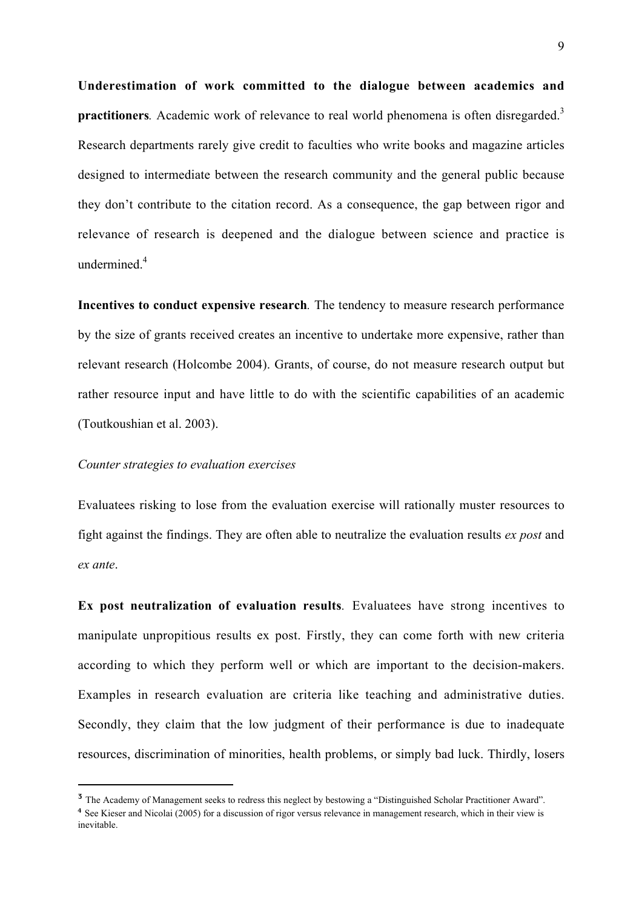**Underestimation of work committed to the dialogue between academics and practitioners**. Academic work of relevance to real world phenomena is often disregarded.[3] Research departments rarely give credit to faculties who write books and magazine articles designed to intermediate between the research community and the general public because they don't contribute to the citation record. As a consequence, the gap between rigor and relevance of research is deepened and the dialogue between science and practice is undermined.[4]

**Incentives to conduct expensive research**. The tendency to measure research performance by the size of grants received creates an incentive to undertake more expensive, rather than relevant research (Holcombe 2004). Grants, of course, do not measure research output but rather resource input and have little to do with the scientific capabilities of an academic (Toutkoushian et al. 2003).

*Counter strategies to evaluation exercises*

Evaluatees risking to lose from the evaluation exercise will rationally muster resources to fight against the findings. They are often able to neutralize the evaluation results *ex post* and *ex ante*.

**Ex post neutralization of evaluation results**. Evaluatees have strong incentives to manipulate unpropitious results ex post. Firstly, they can come forth with new criteria according to which they perform well or which are important to the decision-makers. Examples in research evaluation are criteria like teaching and administrative duties. Secondly, they claim that the low judgment of their performance is due to inadequate resources, discrimination of minorities, health problems, or simply bad luck. Thirdly, losers

---

[3] The Academy of Management seeks to redress this neglect by bestowing a "Distinguished Scholar Practitioner Award".

[4] See Kieser and Nicolai (2005) for a discussion of rigor versus relevance in management research, which in their view is inevitable.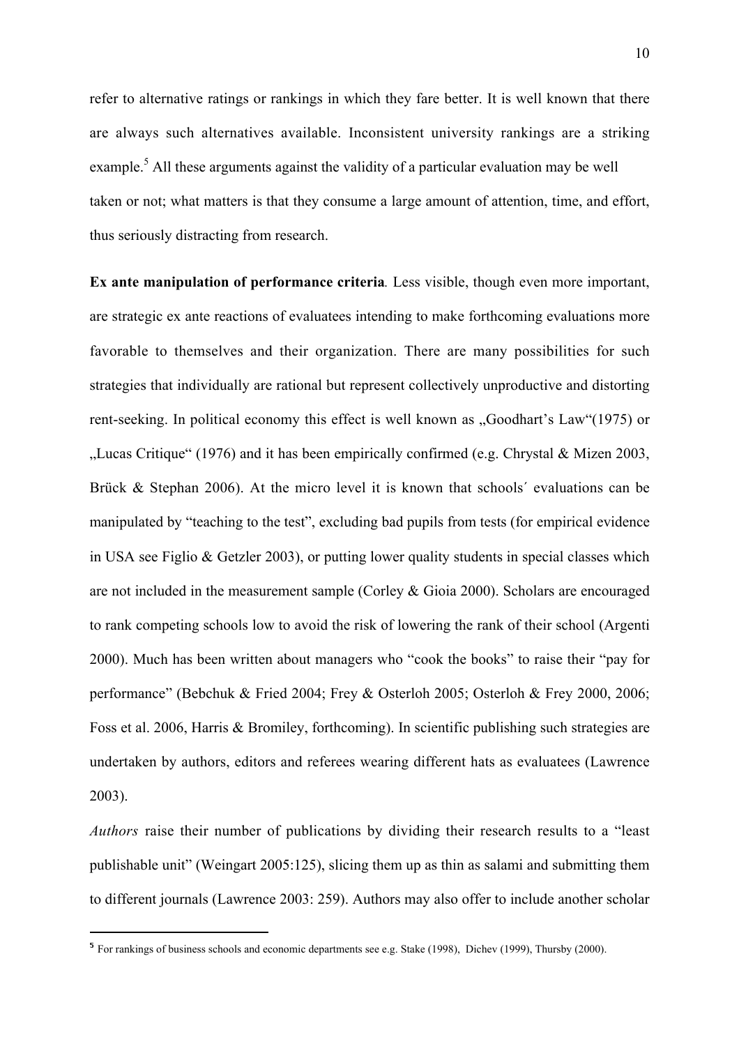refer to alternative ratings or rankings in which they fare better. It is well known that there are always such alternatives available. Inconsistent university rankings are a striking example.[5] All these arguments against the validity of a particular evaluation may be well taken or not; what matters is that they consume a large amount of attention, time, and effort, thus seriously distracting from research.

**Ex ante manipulation of performance criteria***.* Less visible, though even more important, are strategic ex ante reactions of evaluatees intending to make forthcoming evaluations more favorable to themselves and their organization. There are many possibilities for such strategies that individually are rational but represent collectively unproductive and distorting rent-seeking. In political economy this effect is well known as „Goodhart's Law"(1975) or „Lucas Critique" (1976) and it has been empirically confirmed (e.g. Chrystal & Mizen 2003, Brück & Stephan 2006). At the micro level it is known that schools´ evaluations can be manipulated by "teaching to the test", excluding bad pupils from tests (for empirical evidence in USA see Figlio & Getzler 2003), or putting lower quality students in special classes which are not included in the measurement sample (Corley & Gioia 2000). Scholars are encouraged to rank competing schools low to avoid the risk of lowering the rank of their school (Argenti 2000). Much has been written about managers who "cook the books" to raise their "pay for performance" (Bebchuk & Fried 2004; Frey & Osterloh 2005; Osterloh & Frey 2000, 2006; Foss et al. 2006, Harris & Bromiley, forthcoming). In scientific publishing such strategies are undertaken by authors, editors and referees wearing different hats as evaluatees (Lawrence 2003).

*Authors* raise their number of publications by dividing their research results to a "least publishable unit" (Weingart 2005:125), slicing them up as thin as salami and submitting them to different journals (Lawrence 2003: 259). Authors may also offer to include another scholar

---

[5] For rankings of business schools and economic departments see e.g. Stake (1998), Dichev (1999), Thursby (2000).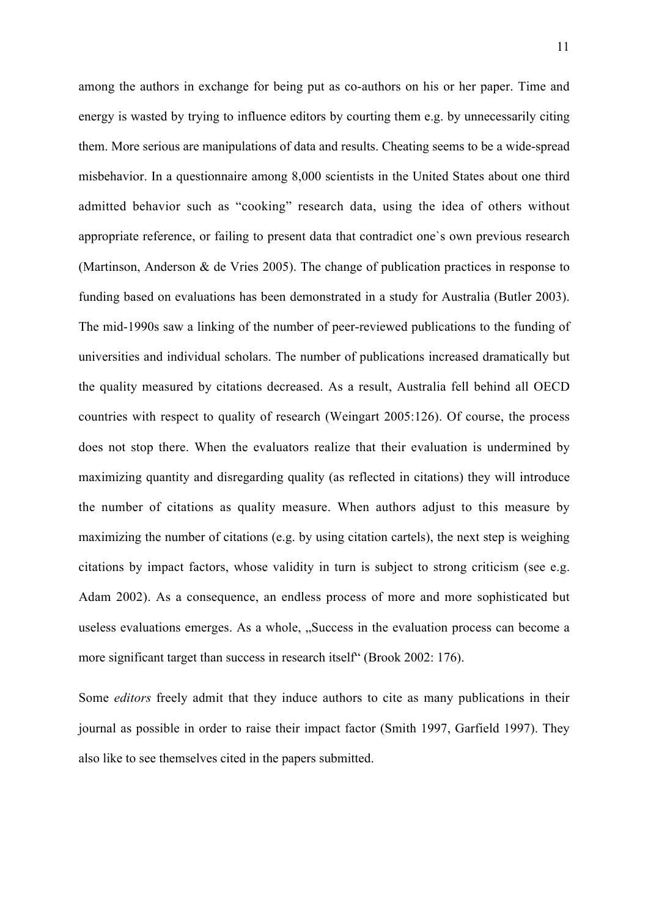among the authors in exchange for being put as co-authors on his or her paper. Time and energy is wasted by trying to influence editors by courting them e.g. by unnecessarily citing them. More serious are manipulations of data and results. Cheating seems to be a wide-spread misbehavior. In a questionnaire among 8,000 scientists in the United States about one third admitted behavior such as "cooking" research data, using the idea of others without appropriate reference, or failing to present data that contradict one`s own previous research (Martinson, Anderson & de Vries 2005). The change of publication practices in response to funding based on evaluations has been demonstrated in a study for Australia (Butler 2003). The mid-1990s saw a linking of the number of peer-reviewed publications to the funding of universities and individual scholars. The number of publications increased dramatically but the quality measured by citations decreased. As a result, Australia fell behind all OECD countries with respect to quality of research (Weingart 2005:126). Of course, the process does not stop there. When the evaluators realize that their evaluation is undermined by maximizing quantity and disregarding quality (as reflected in citations) they will introduce the number of citations as quality measure. When authors adjust to this measure by maximizing the number of citations (e.g. by using citation cartels), the next step is weighing citations by impact factors, whose validity in turn is subject to strong criticism (see e.g. Adam 2002). As a consequence, an endless process of more and more sophisticated but useless evaluations emerges. As a whole, „Success in the evaluation process can become a more significant target than success in research itself" (Brook 2002: 176).

Some *editors* freely admit that they induce authors to cite as many publications in their journal as possible in order to raise their impact factor (Smith 1997, Garfield 1997). They also like to see themselves cited in the papers submitted.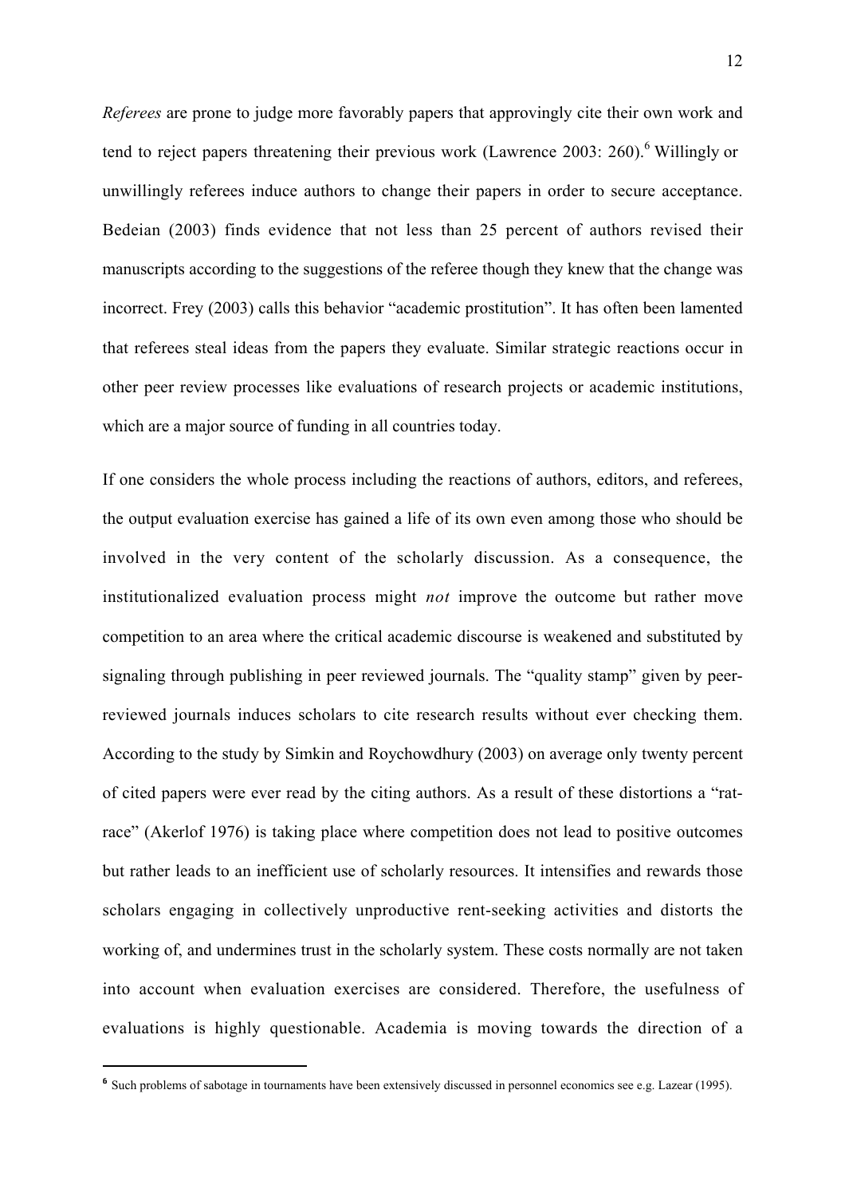*Referees* are prone to judge more favorably papers that approvingly cite their own work and tend to reject papers threatening their previous work (Lawrence 2003: 260).[6] Willingly or unwillingly referees induce authors to change their papers in order to secure acceptance. Bedeian (2003) finds evidence that not less than 25 percent of authors revised their manuscripts according to the suggestions of the referee though they knew that the change was incorrect. Frey (2003) calls this behavior "academic prostitution". It has often been lamented that referees steal ideas from the papers they evaluate. Similar strategic reactions occur in other peer review processes like evaluations of research projects or academic institutions, which are a major source of funding in all countries today.

If one considers the whole process including the reactions of authors, editors, and referees, the output evaluation exercise has gained a life of its own even among those who should be involved in the very content of the scholarly discussion. As a consequence, the institutionalized evaluation process might *not* improve the outcome but rather move competition to an area where the critical academic discourse is weakened and substituted by signaling through publishing in peer reviewed journals. The "quality stamp" given by peer-reviewed journals induces scholars to cite research results without ever checking them. According to the study by Simkin and Roychowdhury (2003) on average only twenty percent of cited papers were ever read by the citing authors. As a result of these distortions a "rat-race" (Akerlof 1976) is taking place where competition does not lead to positive outcomes but rather leads to an inefficient use of scholarly resources. It intensifies and rewards those scholars engaging in collectively unproductive rent-seeking activities and distorts the working of, and undermines trust in the scholarly system. These costs normally are not taken into account when evaluation exercises are considered. Therefore, the usefulness of evaluations is highly questionable. Academia is moving towards the direction of a

---

[6] Such problems of sabotage in tournaments have been extensively discussed in personnel economics see e.g. Lazear (1995).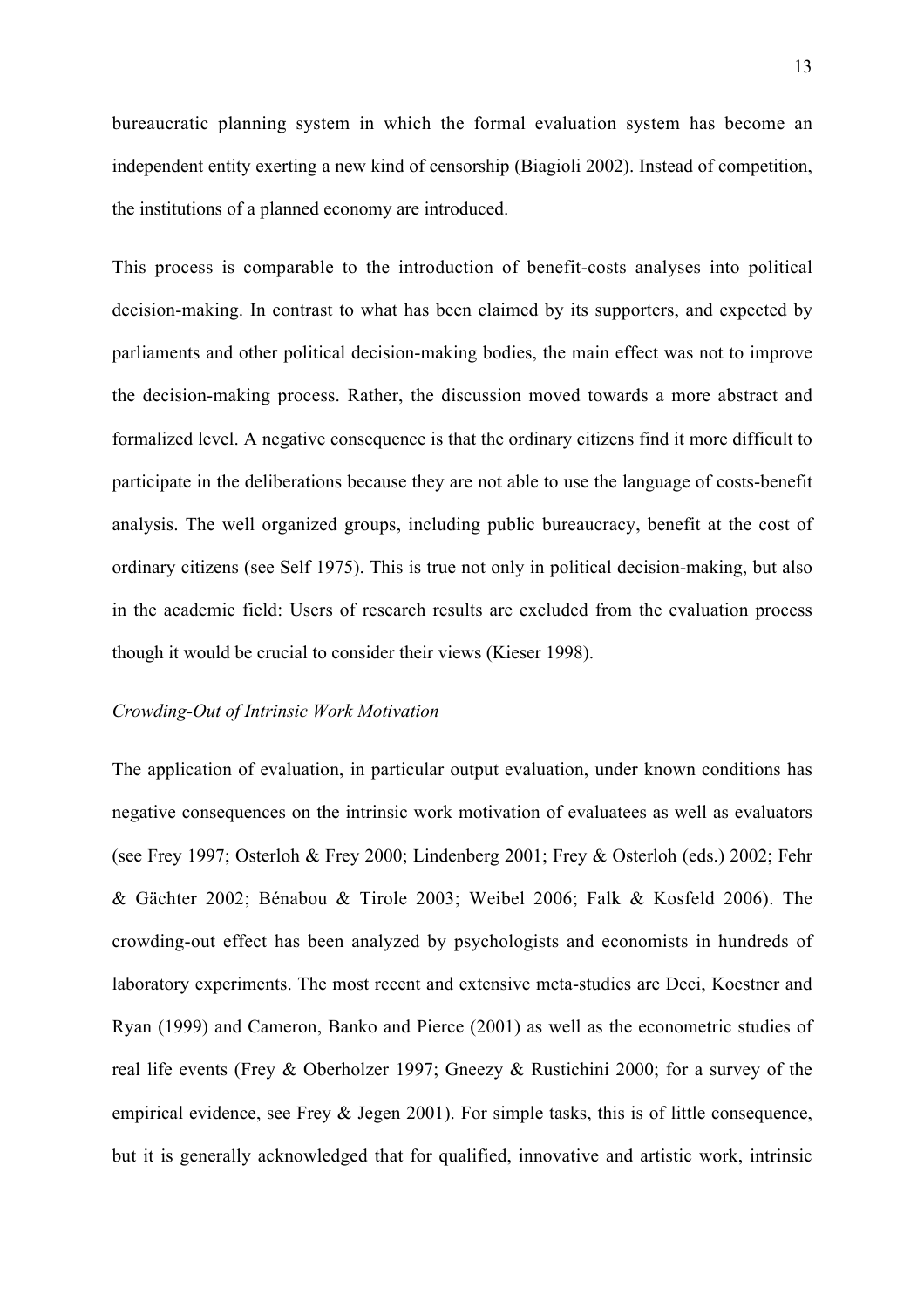bureaucratic planning system in which the formal evaluation system has become an independent entity exerting a new kind of censorship (Biagioli 2002). Instead of competition, the institutions of a planned economy are introduced.

This process is comparable to the introduction of benefit-costs analyses into political decision-making. In contrast to what has been claimed by its supporters, and expected by parliaments and other political decision-making bodies, the main effect was not to improve the decision-making process. Rather, the discussion moved towards a more abstract and formalized level. A negative consequence is that the ordinary citizens find it more difficult to participate in the deliberations because they are not able to use the language of costs-benefit analysis. The well organized groups, including public bureaucracy, benefit at the cost of ordinary citizens (see Self 1975). This is true not only in political decision-making, but also in the academic field: Users of research results are excluded from the evaluation process though it would be crucial to consider their views (Kieser 1998).

*Crowding-Out of Intrinsic Work Motivation*

The application of evaluation, in particular output evaluation, under known conditions has negative consequences on the intrinsic work motivation of evaluatees as well as evaluators (see Frey 1997; Osterloh & Frey 2000; Lindenberg 2001; Frey & Osterloh (eds.) 2002; Fehr & Gächter 2002; Bénabou & Tirole 2003; Weibel 2006; Falk & Kosfeld 2006). The crowding-out effect has been analyzed by psychologists and economists in hundreds of laboratory experiments. The most recent and extensive meta-studies are Deci, Koestner and Ryan (1999) and Cameron, Banko and Pierce (2001) as well as the econometric studies of real life events (Frey & Oberholzer 1997; Gneezy & Rustichini 2000; for a survey of the empirical evidence, see Frey & Jegen 2001). For simple tasks, this is of little consequence, but it is generally acknowledged that for qualified, innovative and artistic work, intrinsic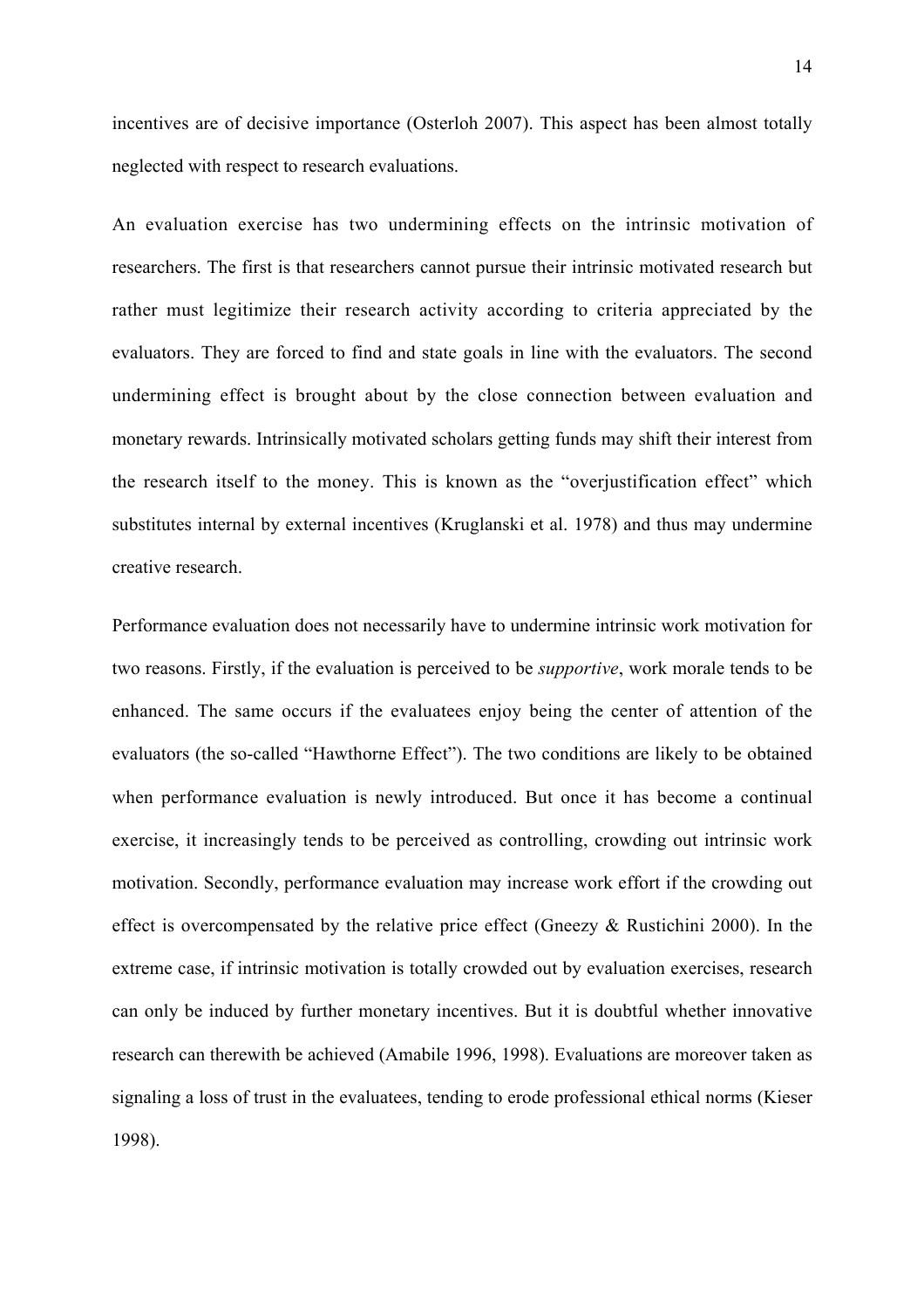incentives are of decisive importance (Osterloh 2007). This aspect has been almost totally neglected with respect to research evaluations.

An evaluation exercise has two undermining effects on the intrinsic motivation of researchers. The first is that researchers cannot pursue their intrinsic motivated research but rather must legitimize their research activity according to criteria appreciated by the evaluators. They are forced to find and state goals in line with the evaluators. The second undermining effect is brought about by the close connection between evaluation and monetary rewards. Intrinsically motivated scholars getting funds may shift their interest from the research itself to the money. This is known as the "overjustification effect" which substitutes internal by external incentives (Kruglanski et al. 1978) and thus may undermine creative research.

Performance evaluation does not necessarily have to undermine intrinsic work motivation for two reasons. Firstly, if the evaluation is perceived to be *supportive*, work morale tends to be enhanced. The same occurs if the evaluatees enjoy being the center of attention of the evaluators (the so-called "Hawthorne Effect"). The two conditions are likely to be obtained when performance evaluation is newly introduced. But once it has become a continual exercise, it increasingly tends to be perceived as controlling, crowding out intrinsic work motivation. Secondly, performance evaluation may increase work effort if the crowding out effect is overcompensated by the relative price effect (Gneezy & Rustichini 2000). In the extreme case, if intrinsic motivation is totally crowded out by evaluation exercises, research can only be induced by further monetary incentives. But it is doubtful whether innovative research can therewith be achieved (Amabile 1996, 1998). Evaluations are moreover taken as signaling a loss of trust in the evaluatees, tending to erode professional ethical norms (Kieser 1998).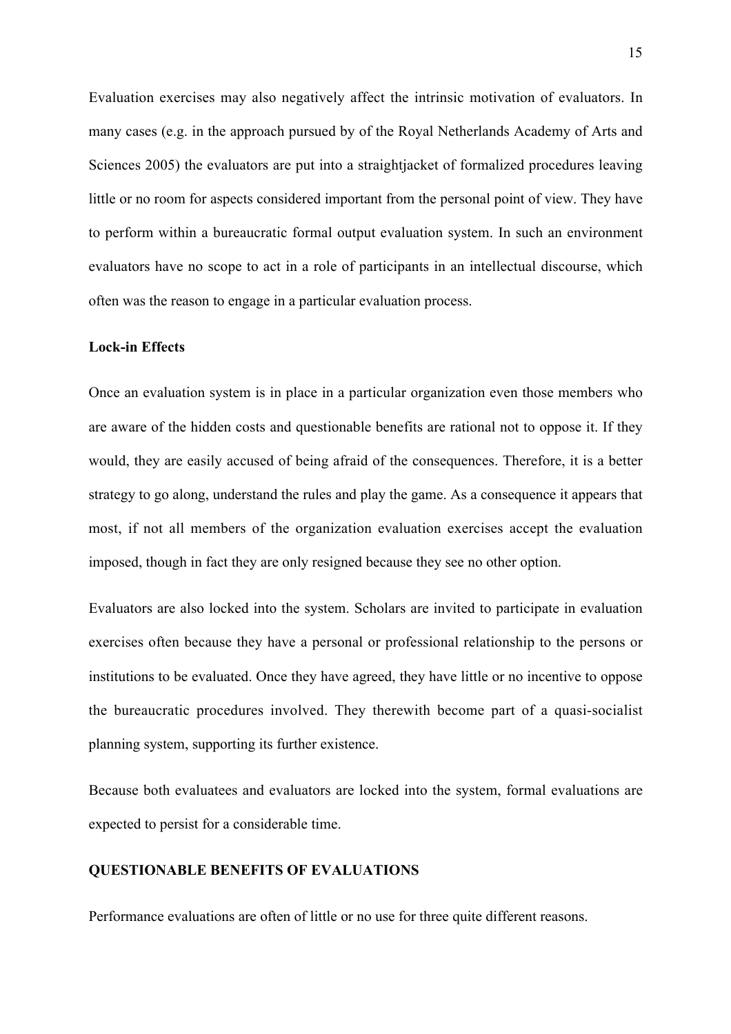Evaluation exercises may also negatively affect the intrinsic motivation of evaluators. In many cases (e.g. in the approach pursued by of the Royal Netherlands Academy of Arts and Sciences 2005) the evaluators are put into a straightjacket of formalized procedures leaving little or no room for aspects considered important from the personal point of view. They have to perform within a bureaucratic formal output evaluation system. In such an environment evaluators have no scope to act in a role of participants in an intellectual discourse, which often was the reason to engage in a particular evaluation process.

**Lock-in Effects**

Once an evaluation system is in place in a particular organization even those members who are aware of the hidden costs and questionable benefits are rational not to oppose it. If they would, they are easily accused of being afraid of the consequences. Therefore, it is a better strategy to go along, understand the rules and play the game. As a consequence it appears that most, if not all members of the organization evaluation exercises accept the evaluation imposed, though in fact they are only resigned because they see no other option.

Evaluators are also locked into the system. Scholars are invited to participate in evaluation exercises often because they have a personal or professional relationship to the persons or institutions to be evaluated. Once they have agreed, they have little or no incentive to oppose the bureaucratic procedures involved. They therewith become part of a quasi-socialist planning system, supporting its further existence.

Because both evaluatees and evaluators are locked into the system, formal evaluations are expected to persist for a considerable time.

## QUESTIONABLE BENEFITS OF EVALUATIONS

Performance evaluations are often of little or no use for three quite different reasons.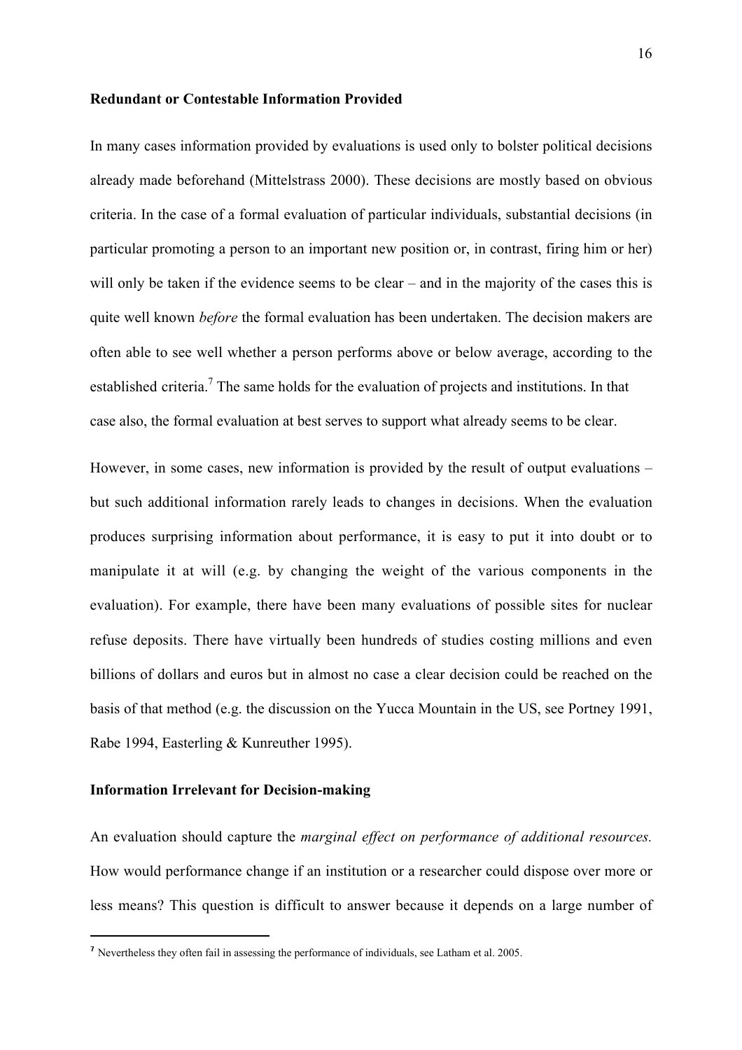**Redundant or Contestable Information Provided**

In many cases information provided by evaluations is used only to bolster political decisions already made beforehand (Mittelstrass 2000). These decisions are mostly based on obvious criteria. In the case of a formal evaluation of particular individuals, substantial decisions (in particular promoting a person to an important new position or, in contrast, firing him or her) will only be taken if the evidence seems to be clear – and in the majority of the cases this is quite well known *before* the formal evaluation has been undertaken. The decision makers are often able to see well whether a person performs above or below average, according to the established criteria.[7] The same holds for the evaluation of projects and institutions. In that case also, the formal evaluation at best serves to support what already seems to be clear.

However, in some cases, new information is provided by the result of output evaluations – but such additional information rarely leads to changes in decisions. When the evaluation produces surprising information about performance, it is easy to put it into doubt or to manipulate it at will (e.g. by changing the weight of the various components in the evaluation). For example, there have been many evaluations of possible sites for nuclear refuse deposits. There have virtually been hundreds of studies costing millions and even billions of dollars and euros but in almost no case a clear decision could be reached on the basis of that method (e.g. the discussion on the Yucca Mountain in the US, see Portney 1991, Rabe 1994, Easterling & Kunreuther 1995).

**Information Irrelevant for Decision-making**

An evaluation should capture the *marginal effect on performance of additional resources.* How would performance change if an institution or a researcher could dispose over more or less means? This question is difficult to answer because it depends on a large number of

[7] Nevertheless they often fail in assessing the performance of individuals, see Latham et al. 2005.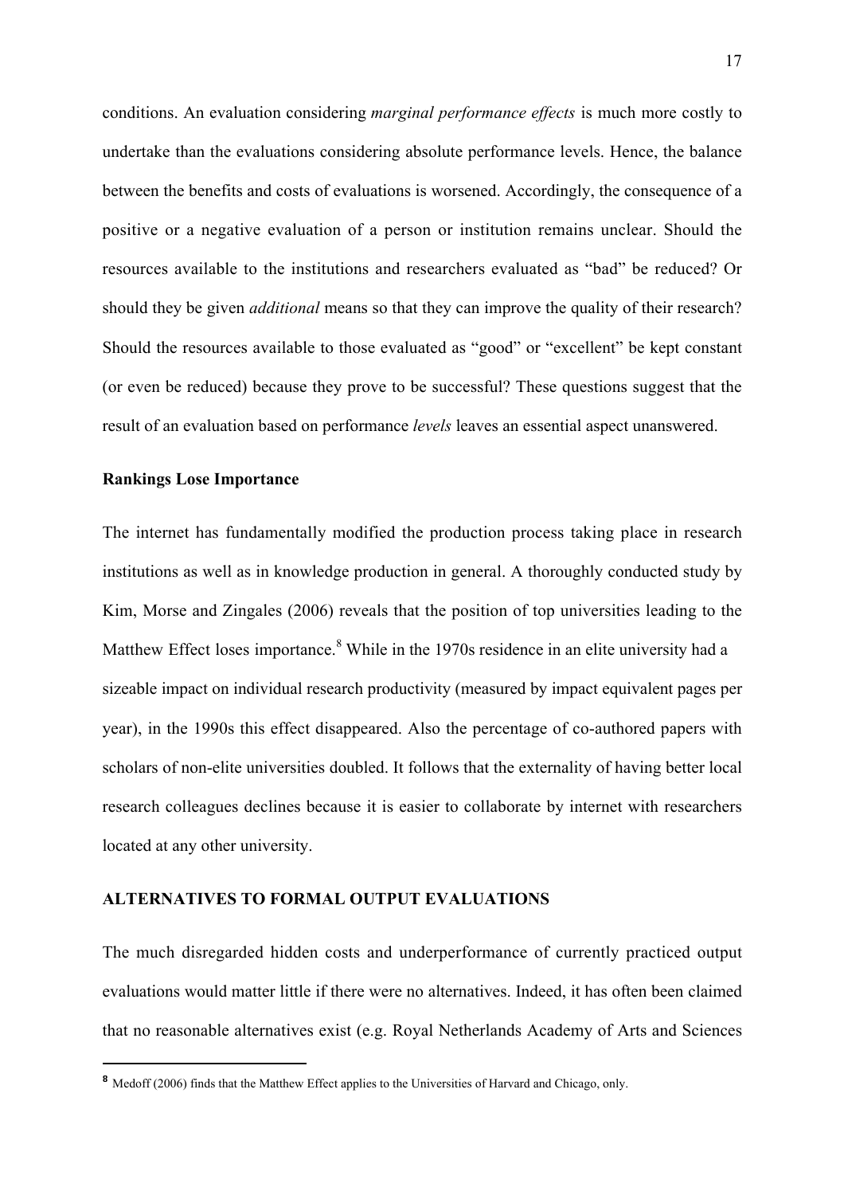conditions. An evaluation considering *marginal performance effects* is much more costly to undertake than the evaluations considering absolute performance levels. Hence, the balance between the benefits and costs of evaluations is worsened. Accordingly, the consequence of a positive or a negative evaluation of a person or institution remains unclear. Should the resources available to the institutions and researchers evaluated as "bad" be reduced? Or should they be given *additional* means so that they can improve the quality of their research? Should the resources available to those evaluated as "good" or "excellent" be kept constant (or even be reduced) because they prove to be successful? These questions suggest that the result of an evaluation based on performance *levels* leaves an essential aspect unanswered.

### Rankings Lose Importance

The internet has fundamentally modified the production process taking place in research institutions as well as in knowledge production in general. A thoroughly conducted study by Kim, Morse and Zingales (2006) reveals that the position of top universities leading to the Matthew Effect loses importance.[8] While in the 1970s residence in an elite university had a sizeable impact on individual research productivity (measured by impact equivalent pages per year), in the 1990s this effect disappeared. Also the percentage of co-authored papers with scholars of non-elite universities doubled. It follows that the externality of having better local research colleagues declines because it is easier to collaborate by internet with researchers located at any other university.

## ALTERNATIVES TO FORMAL OUTPUT EVALUATIONS

The much disregarded hidden costs and underperformance of currently practiced output evaluations would matter little if there were no alternatives. Indeed, it has often been claimed that no reasonable alternatives exist (e.g. Royal Netherlands Academy of Arts and Sciences

---

[8] Medoff (2006) finds that the Matthew Effect applies to the Universities of Harvard and Chicago, only.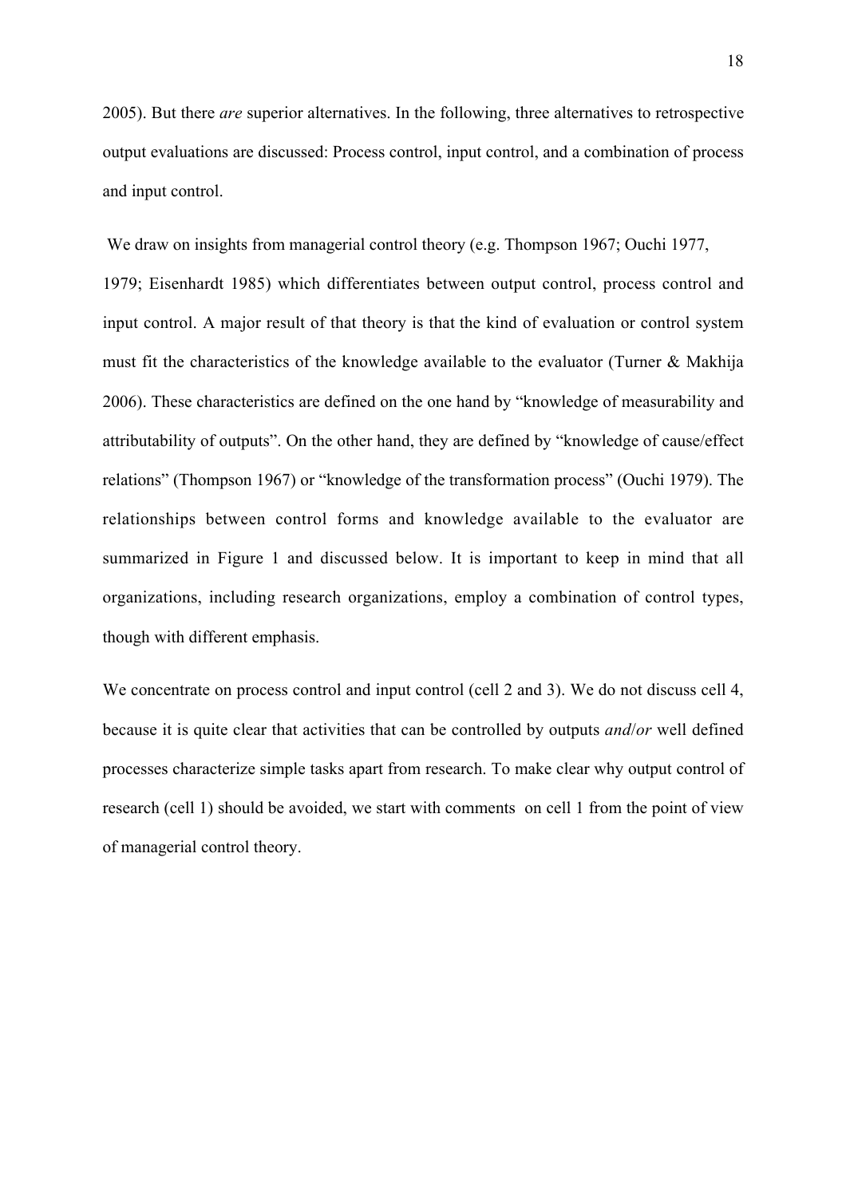2005). But there *are* superior alternatives. In the following, three alternatives to retrospective output evaluations are discussed: Process control, input control, and a combination of process and input control.

We draw on insights from managerial control theory (e.g. Thompson 1967; Ouchi 1977, 1979; Eisenhardt 1985) which differentiates between output control, process control and input control. A major result of that theory is that the kind of evaluation or control system must fit the characteristics of the knowledge available to the evaluator (Turner & Makhija 2006). These characteristics are defined on the one hand by "knowledge of measurability and attributability of outputs". On the other hand, they are defined by "knowledge of cause/effect relations" (Thompson 1967) or "knowledge of the transformation process" (Ouchi 1979). The relationships between control forms and knowledge available to the evaluator are summarized in Figure 1 and discussed below. It is important to keep in mind that all organizations, including research organizations, employ a combination of control types, though with different emphasis.

We concentrate on process control and input control (cell 2 and 3). We do not discuss cell 4, because it is quite clear that activities that can be controlled by outputs *and*/*or* well defined processes characterize simple tasks apart from research. To make clear why output control of research (cell 1) should be avoided, we start with comments on cell 1 from the point of view of managerial control theory.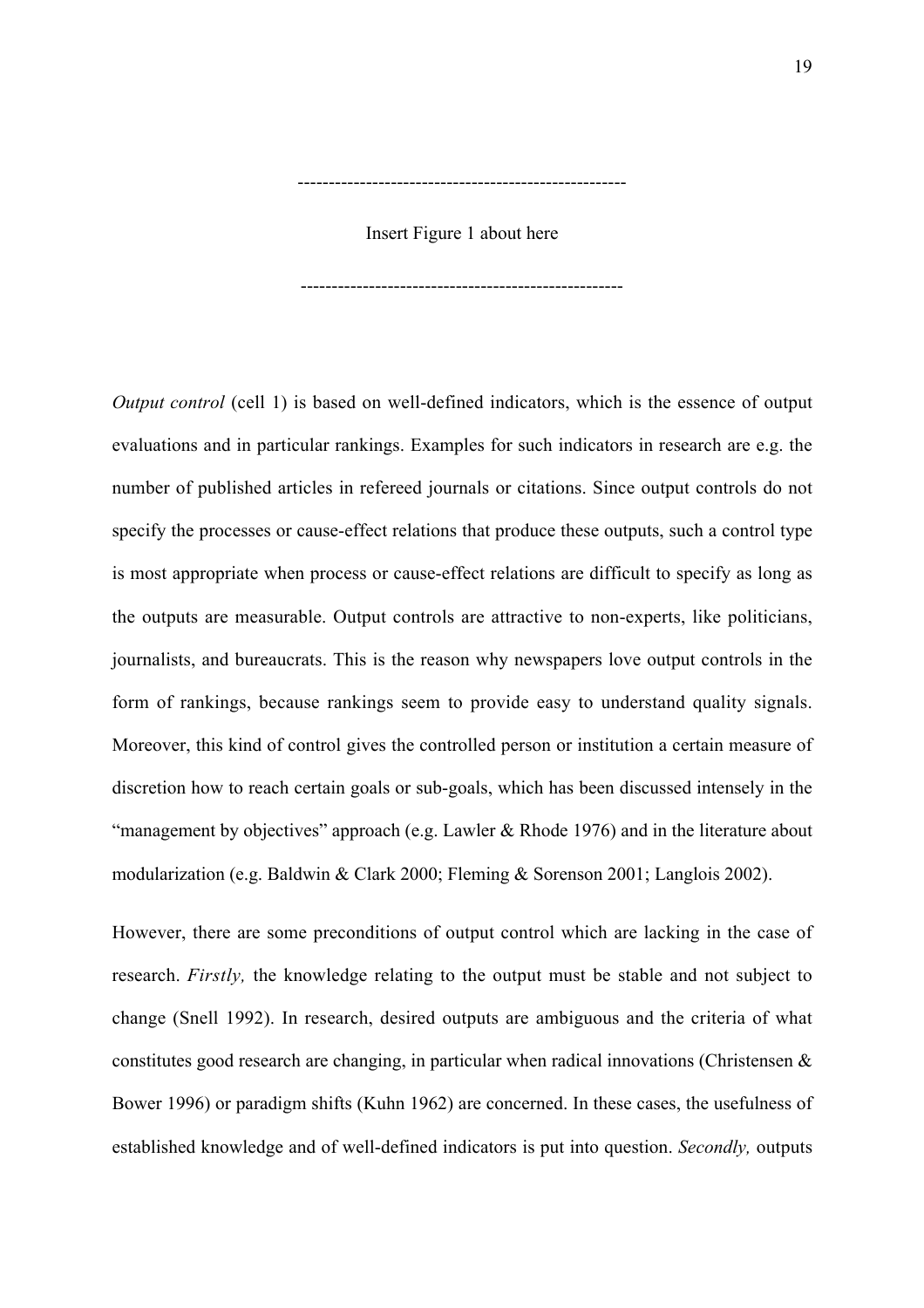---------------------------------------------------

Insert Figure 1 about here

---------------------------------------------------

*Output control* (cell 1) is based on well-defined indicators, which is the essence of output evaluations and in particular rankings. Examples for such indicators in research are e.g. the number of published articles in refereed journals or citations. Since output controls do not specify the processes or cause-effect relations that produce these outputs, such a control type is most appropriate when process or cause-effect relations are difficult to specify as long as the outputs are measurable. Output controls are attractive to non-experts, like politicians, journalists, and bureaucrats. This is the reason why newspapers love output controls in the form of rankings, because rankings seem to provide easy to understand quality signals. Moreover, this kind of control gives the controlled person or institution a certain measure of discretion how to reach certain goals or sub-goals, which has been discussed intensely in the "management by objectives" approach (e.g. Lawler & Rhode 1976) and in the literature about modularization (e.g. Baldwin & Clark 2000; Fleming & Sorenson 2001; Langlois 2002).

However, there are some preconditions of output control which are lacking in the case of research. *Firstly,* the knowledge relating to the output must be stable and not subject to change (Snell 1992). In research, desired outputs are ambiguous and the criteria of what constitutes good research are changing, in particular when radical innovations (Christensen & Bower 1996) or paradigm shifts (Kuhn 1962) are concerned. In these cases, the usefulness of established knowledge and of well-defined indicators is put into question. *Secondly,* outputs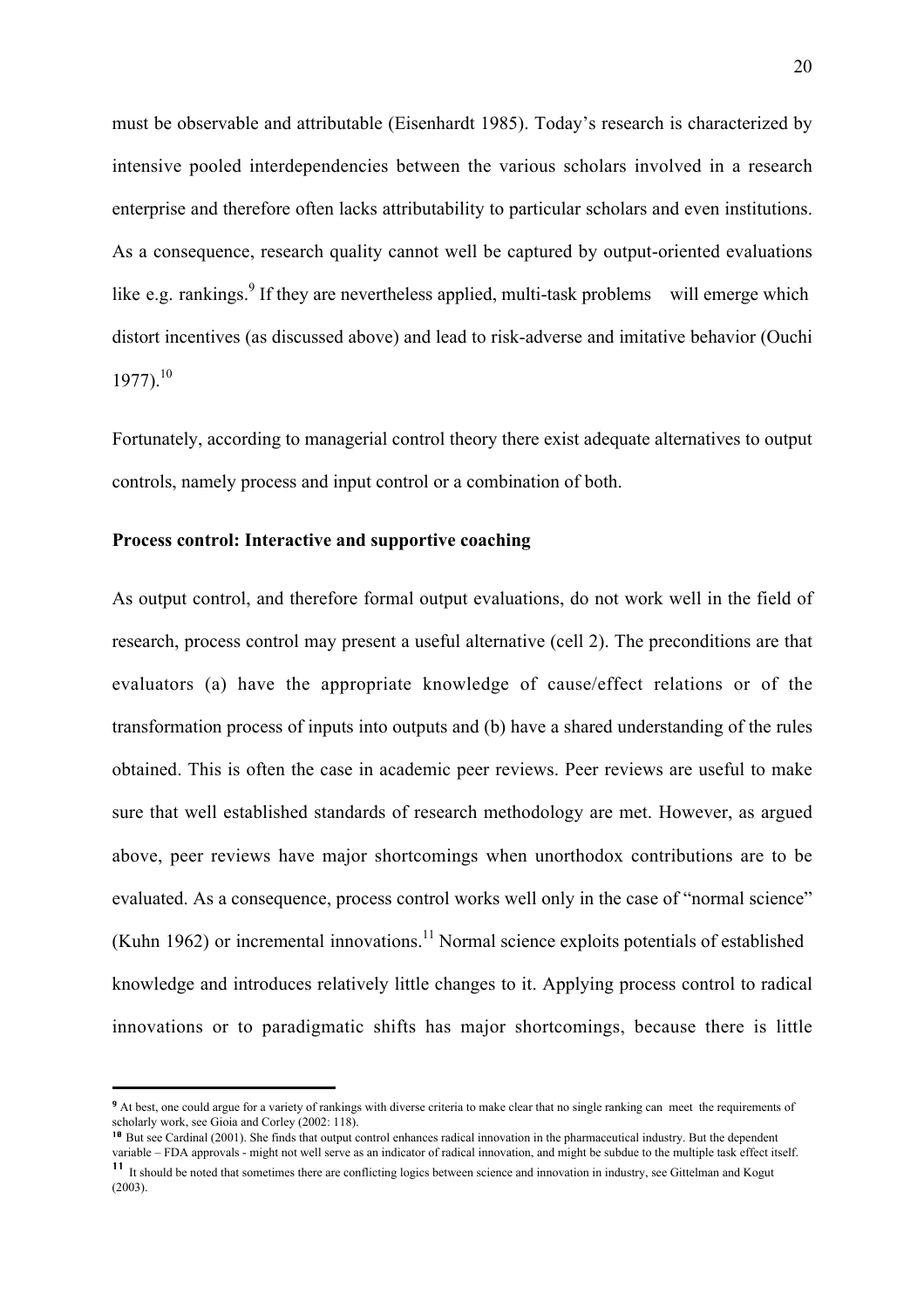must be observable and attributable (Eisenhardt 1985). Today's research is characterized by intensive pooled interdependencies between the various scholars involved in a research enterprise and therefore often lacks attributability to particular scholars and even institutions. As a consequence, research quality cannot well be captured by output-oriented evaluations like e.g. rankings.[9] If they are nevertheless applied, multi-task problems will emerge which distort incentives (as discussed above) and lead to risk-adverse and imitative behavior (Ouchi 1977).[10]

Fortunately, according to managerial control theory there exist adequate alternatives to output controls, namely process and input control or a combination of both.

**Process control: Interactive and supportive coaching**

As output control, and therefore formal output evaluations, do not work well in the field of research, process control may present a useful alternative (cell 2). The preconditions are that evaluators (a) have the appropriate knowledge of cause/effect relations or of the transformation process of inputs into outputs and (b) have a shared understanding of the rules obtained. This is often the case in academic peer reviews. Peer reviews are useful to make sure that well established standards of research methodology are met. However, as argued above, peer reviews have major shortcomings when unorthodox contributions are to be evaluated. As a consequence, process control works well only in the case of "normal science" (Kuhn 1962) or incremental innovations.[11] Normal science exploits potentials of established knowledge and introduces relatively little changes to it. Applying process control to radical innovations or to paradigmatic shifts has major shortcomings, because there is little

---

[9] At best, one could argue for a variety of rankings with diverse criteria to make clear that no single ranking can meet the requirements of scholarly work, see Gioia and Corley (2002: 118).

[10] But see Cardinal (2001). She finds that output control enhances radical innovation in the pharmaceutical industry. But the dependent variable – FDA approvals - might not well serve as an indicator of radical innovation, and might be subdue to the multiple task effect itself.

[11] It should be noted that sometimes there are conflicting logics between science and innovation in industry, see Gittelman and Kogut (2003).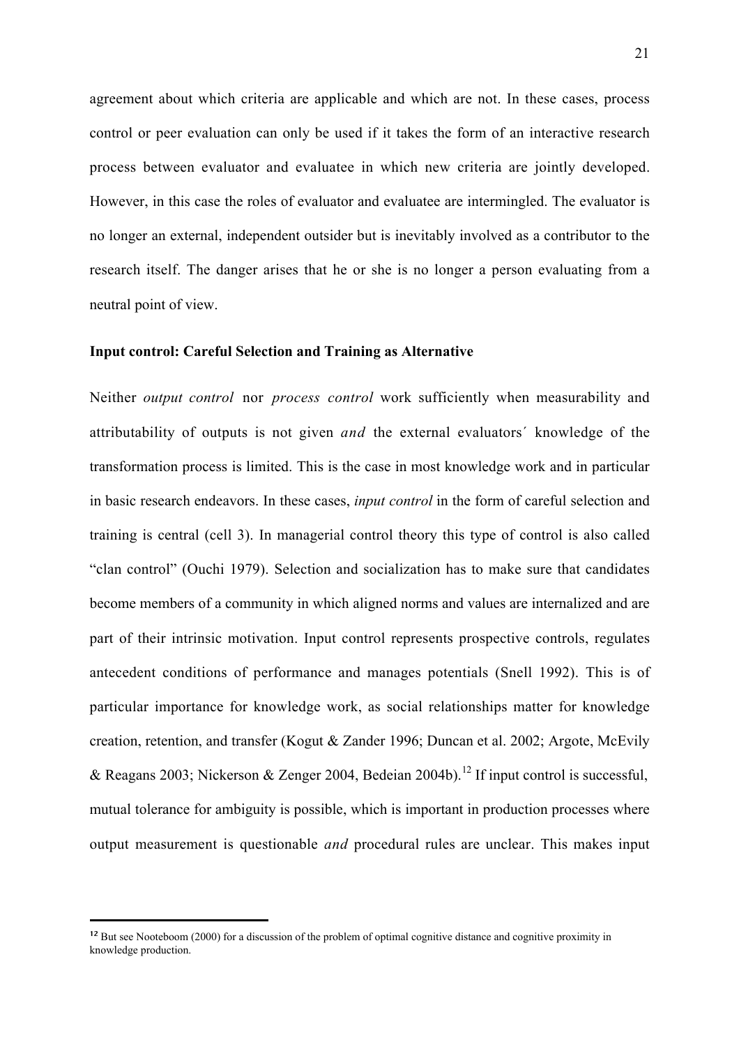agreement about which criteria are applicable and which are not. In these cases, process control or peer evaluation can only be used if it takes the form of an interactive research process between evaluator and evaluatee in which new criteria are jointly developed. However, in this case the roles of evaluator and evaluatee are intermingled. The evaluator is no longer an external, independent outsider but is inevitably involved as a contributor to the research itself. The danger arises that he or she is no longer a person evaluating from a neutral point of view.

**Input control: Careful Selection and Training as Alternative**

Neither *output control* nor *process control* work sufficiently when measurability and attributability of outputs is not given *and* the external evaluators´ knowledge of the transformation process is limited. This is the case in most knowledge work and in particular in basic research endeavors. In these cases, *input control* in the form of careful selection and training is central (cell 3). In managerial control theory this type of control is also called "clan control" (Ouchi 1979). Selection and socialization has to make sure that candidates become members of a community in which aligned norms and values are internalized and are part of their intrinsic motivation. Input control represents prospective controls, regulates antecedent conditions of performance and manages potentials (Snell 1992). This is of particular importance for knowledge work, as social relationships matter for knowledge creation, retention, and transfer (Kogut & Zander 1996; Duncan et al. 2002; Argote, McEvily & Reagans 2003; Nickerson & Zenger 2004, Bedeian 2004b).[12] If input control is successful, mutual tolerance for ambiguity is possible, which is important in production processes where output measurement is questionable *and* procedural rules are unclear. This makes input

[12] But see Nooteboom (2000) for a discussion of the problem of optimal cognitive distance and cognitive proximity in knowledge production.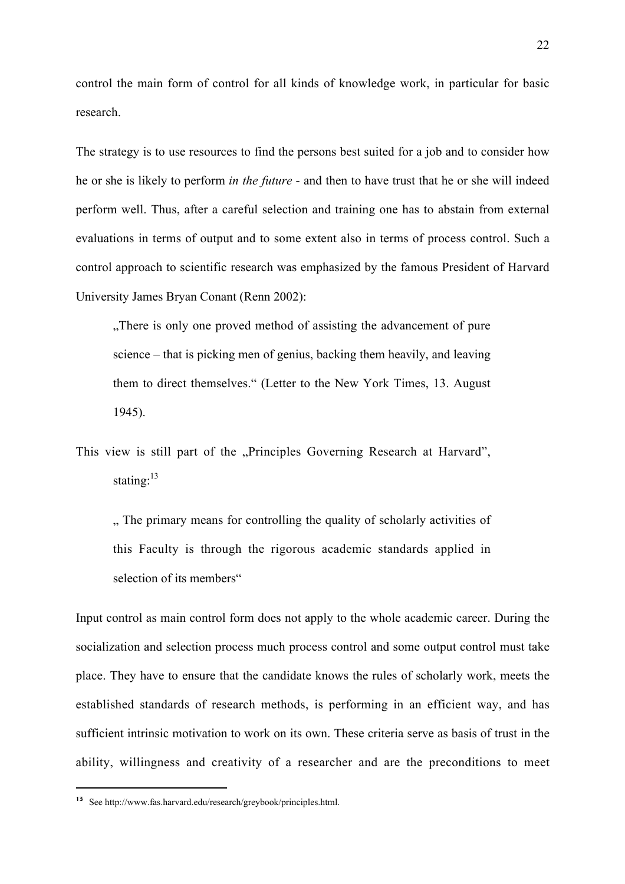control the main form of control for all kinds of knowledge work, in particular for basic research.

The strategy is to use resources to find the persons best suited for a job and to consider how he or she is likely to perform *in the future* - and then to have trust that he or she will indeed perform well. Thus, after a careful selection and training one has to abstain from external evaluations in terms of output and to some extent also in terms of process control. Such a control approach to scientific research was emphasized by the famous President of Harvard University James Bryan Conant (Renn 2002):

> „There is only one proved method of assisting the advancement of pure science – that is picking men of genius, backing them heavily, and leaving them to direct themselves.“ (Letter to the New York Times, 13. August 1945).

This view is still part of the „Principles Governing Research at Harvard", stating:[13]

> „ The primary means for controlling the quality of scholarly activities of this Faculty is through the rigorous academic standards applied in selection of its members“

Input control as main control form does not apply to the whole academic career. During the socialization and selection process much process control and some output control must take place. They have to ensure that the candidate knows the rules of scholarly work, meets the established standards of research methods, is performing in an efficient way, and has sufficient intrinsic motivation to work on its own. These criteria serve as basis of trust in the ability, willingness and creativity of a researcher and are the preconditions to meet

---

[13] See http://www.fas.harvard.edu/research/greybook/principles.html.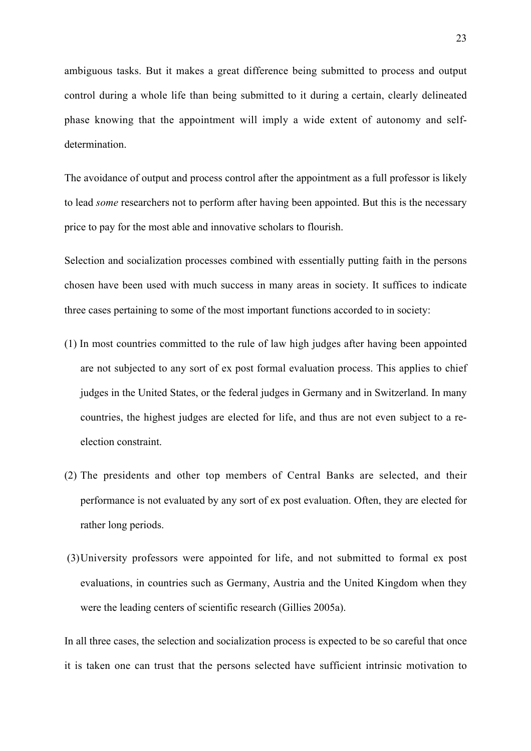ambiguous tasks. But it makes a great difference being submitted to process and output control during a whole life than being submitted to it during a certain, clearly delineated phase knowing that the appointment will imply a wide extent of autonomy and self-determination.

The avoidance of output and process control after the appointment as a full professor is likely to lead *some* researchers not to perform after having been appointed. But this is the necessary price to pay for the most able and innovative scholars to flourish.

Selection and socialization processes combined with essentially putting faith in the persons chosen have been used with much success in many areas in society. It suffices to indicate three cases pertaining to some of the most important functions accorded to in society:

(1) In most countries committed to the rule of law high judges after having been appointed are not subjected to any sort of ex post formal evaluation process. This applies to chief judges in the United States, or the federal judges in Germany and in Switzerland. In many countries, the highest judges are elected for life, and thus are not even subject to a re-election constraint.

(2) The presidents and other top members of Central Banks are selected, and their performance is not evaluated by any sort of ex post evaluation. Often, they are elected for rather long periods.

(3) University professors were appointed for life, and not submitted to formal ex post evaluations, in countries such as Germany, Austria and the United Kingdom when they were the leading centers of scientific research (Gillies 2005a).

In all three cases, the selection and socialization process is expected to be so careful that once it is taken one can trust that the persons selected have sufficient intrinsic motivation to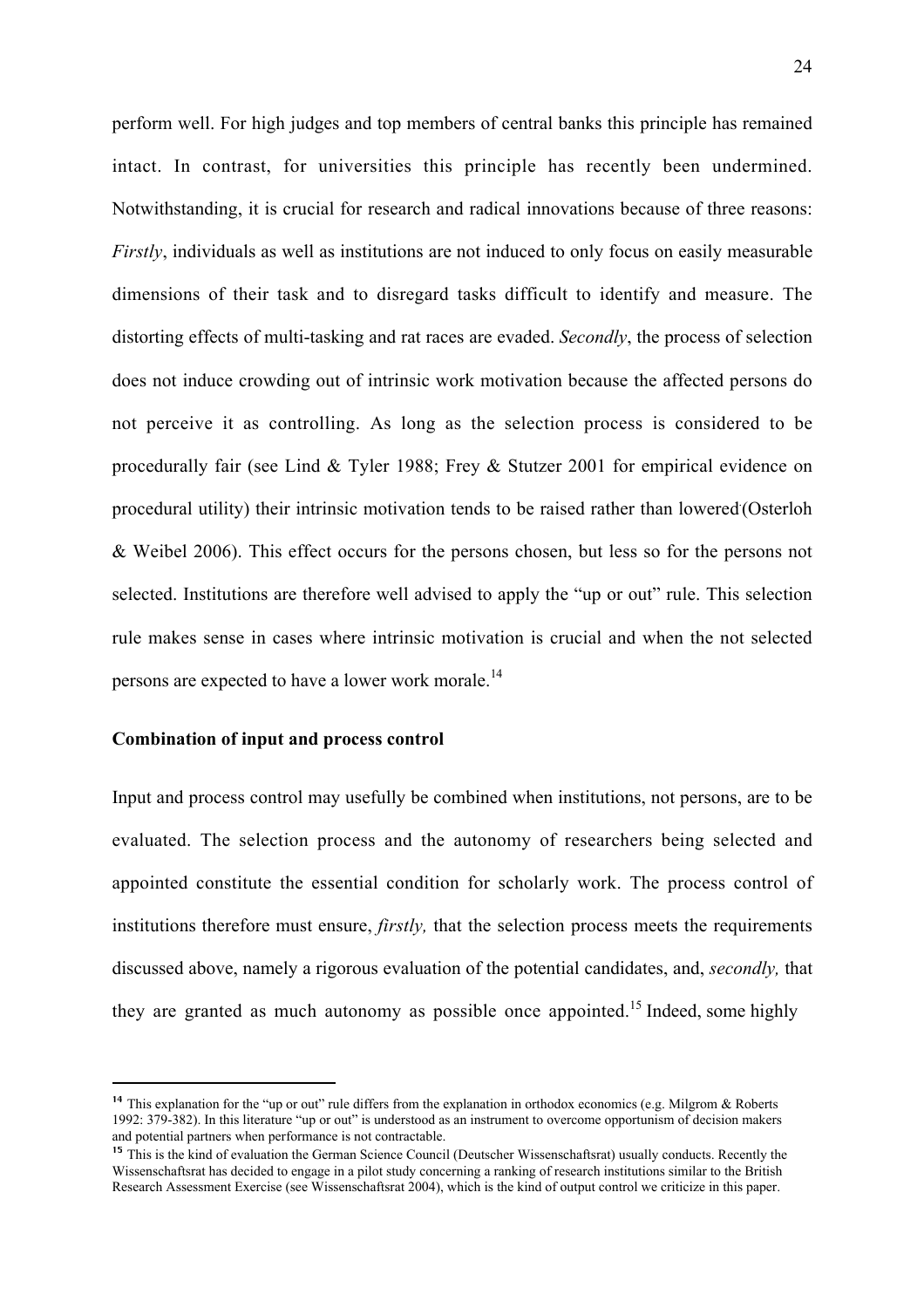perform well. For high judges and top members of central banks this principle has remained intact. In contrast, for universities this principle has recently been undermined. Notwithstanding, it is crucial for research and radical innovations because of three reasons: *Firstly*, individuals as well as institutions are not induced to only focus on easily measurable dimensions of their task and to disregard tasks difficult to identify and measure. The distorting effects of multi-tasking and rat races are evaded. *Secondly*, the process of selection does not induce crowding out of intrinsic work motivation because the affected persons do not perceive it as controlling. As long as the selection process is considered to be procedurally fair (see Lind & Tyler 1988; Frey & Stutzer 2001 for empirical evidence on procedural utility) their intrinsic motivation tends to be raised rather than lowered (Osterloh & Weibel 2006). This effect occurs for the persons chosen, but less so for the persons not selected. Institutions are therefore well advised to apply the "up or out" rule. This selection rule makes sense in cases where intrinsic motivation is crucial and when the not selected persons are expected to have a lower work morale.[14]

**Combination of input and process control**

Input and process control may usefully be combined when institutions, not persons, are to be evaluated. The selection process and the autonomy of researchers being selected and appointed constitute the essential condition for scholarly work. The process control of institutions therefore must ensure, *firstly,* that the selection process meets the requirements discussed above, namely a rigorous evaluation of the potential candidates, and, *secondly,* that they are granted as much autonomy as possible once appointed.[15] Indeed, some highly

[14] This explanation for the "up or out" rule differs from the explanation in orthodox economics (e.g. Milgrom & Roberts 1992: 379-382). In this literature "up or out" is understood as an instrument to overcome opportunism of decision makers and potential partners when performance is not contractable.

[15] This is the kind of evaluation the German Science Council (Deutscher Wissenschaftsrat) usually conducts. Recently the Wissenschaftsrat has decided to engage in a pilot study concerning a ranking of research institutions similar to the British Research Assessment Exercise (see Wissenschaftsrat 2004), which is the kind of output control we criticize in this paper.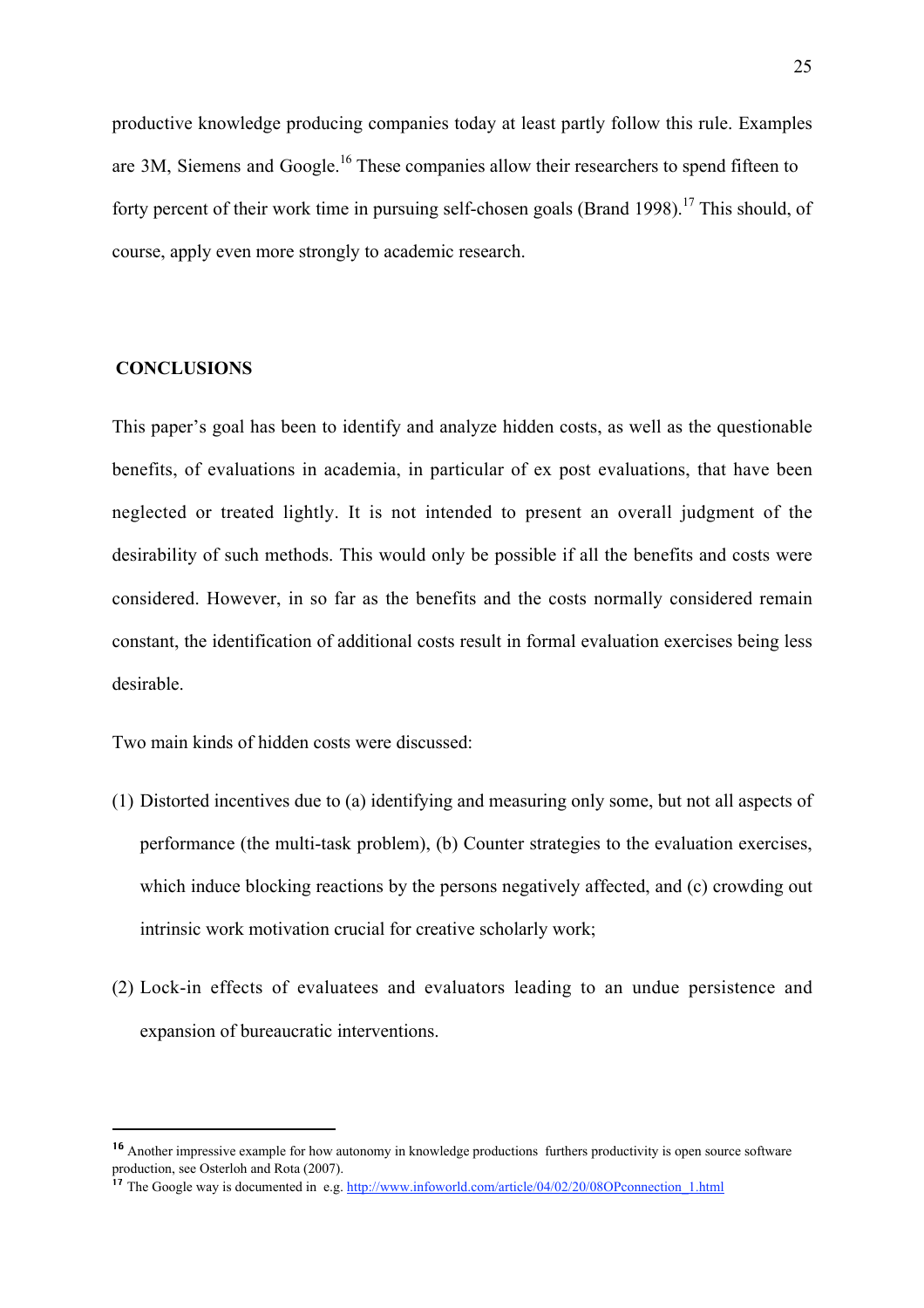productive knowledge producing companies today at least partly follow this rule. Examples are 3M, Siemens and Google.[16] These companies allow their researchers to spend fifteen to forty percent of their work time in pursuing self-chosen goals (Brand 1998).[17] This should, of course, apply even more strongly to academic research.

## CONCLUSIONS

This paper's goal has been to identify and analyze hidden costs, as well as the questionable benefits, of evaluations in academia, in particular of ex post evaluations, that have been neglected or treated lightly. It is not intended to present an overall judgment of the desirability of such methods. This would only be possible if all the benefits and costs were considered. However, in so far as the benefits and the costs normally considered remain constant, the identification of additional costs result in formal evaluation exercises being less desirable.

Two main kinds of hidden costs were discussed:

(1) Distorted incentives due to (a) identifying and measuring only some, but not all aspects of performance (the multi-task problem), (b) Counter strategies to the evaluation exercises, which induce blocking reactions by the persons negatively affected, and (c) crowding out intrinsic work motivation crucial for creative scholarly work;

(2) Lock-in effects of evaluatees and evaluators leading to an undue persistence and expansion of bureaucratic interventions.

---

[16] Another impressive example for how autonomy in knowledge productions furthers productivity is open source software production, see Osterloh and Rota (2007).

[17] The Google way is documented in e.g. http://www.infoworld.com/article/04/02/20/08OPconnection_1.html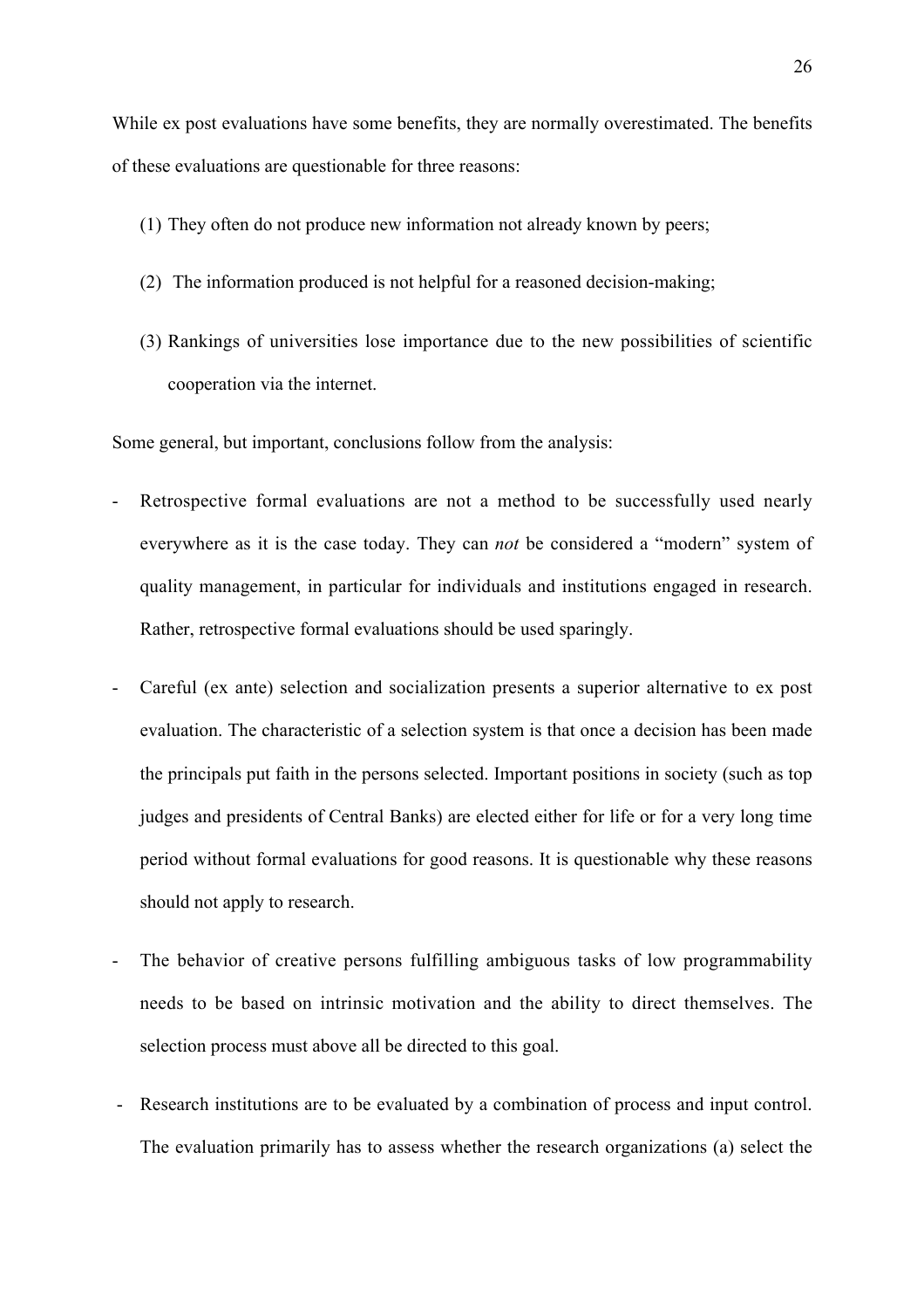While ex post evaluations have some benefits, they are normally overestimated. The benefits of these evaluations are questionable for three reasons:

(1) They often do not produce new information not already known by peers;

(2) The information produced is not helpful for a reasoned decision-making;

(3) Rankings of universities lose importance due to the new possibilities of scientific cooperation via the internet.

Some general, but important, conclusions follow from the analysis:

- Retrospective formal evaluations are not a method to be successfully used nearly everywhere as it is the case today. They can *not* be considered a "modern" system of quality management, in particular for individuals and institutions engaged in research. Rather, retrospective formal evaluations should be used sparingly.

- Careful (ex ante) selection and socialization presents a superior alternative to ex post evaluation. The characteristic of a selection system is that once a decision has been made the principals put faith in the persons selected. Important positions in society (such as top judges and presidents of Central Banks) are elected either for life or for a very long time period without formal evaluations for good reasons. It is questionable why these reasons should not apply to research.

- The behavior of creative persons fulfilling ambiguous tasks of low programmability needs to be based on intrinsic motivation and the ability to direct themselves. The selection process must above all be directed to this goal.

- Research institutions are to be evaluated by a combination of process and input control. The evaluation primarily has to assess whether the research organizations (a) select the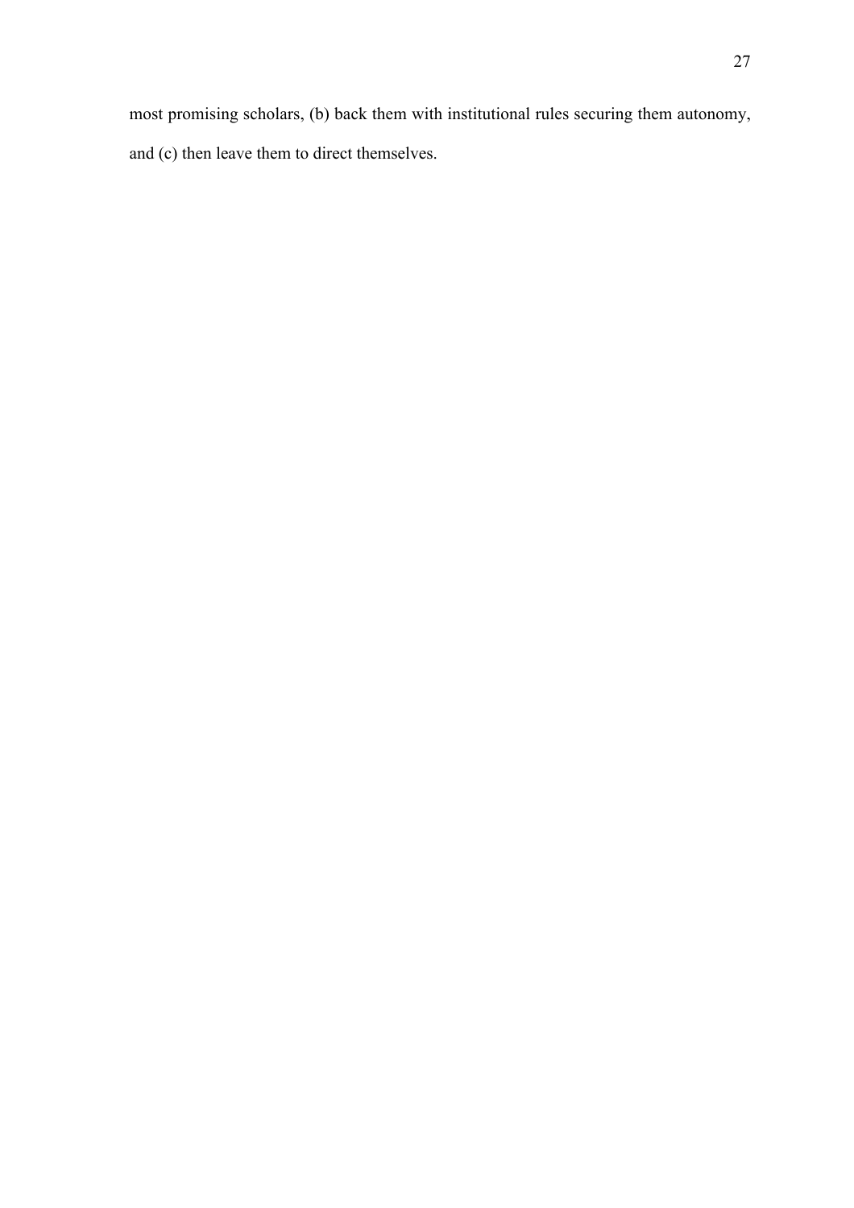most promising scholars, (b) back them with institutional rules securing them autonomy, and (c) then leave them to direct themselves.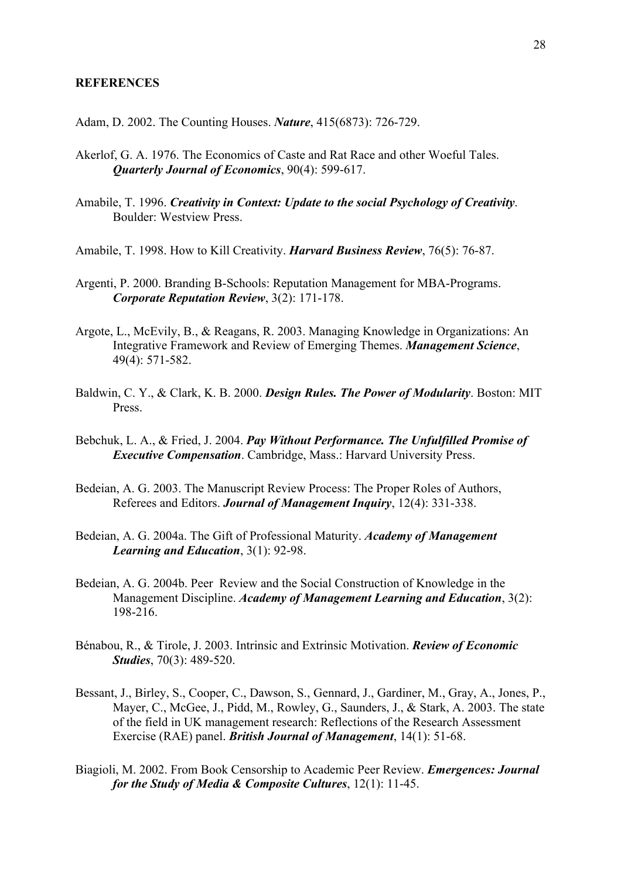**REFERENCES**

Adam, D. 2002. The Counting Houses. ***Nature***, 415(6873): 726-729.

Akerlof, G. A. 1976. The Economics of Caste and Rat Race and other Woeful Tales. ***Quarterly Journal of Economics***, 90(4): 599-617.

Amabile, T. 1996. ***Creativity in Context: Update to the social Psychology of Creativity***. Boulder: Westview Press.

Amabile, T. 1998. How to Kill Creativity. ***Harvard Business Review***, 76(5): 76-87.

Argenti, P. 2000. Branding B-Schools: Reputation Management for MBA-Programs. ***Corporate Reputation Review***, 3(2): 171-178.

Argote, L., McEvily, B., & Reagans, R. 2003. Managing Knowledge in Organizations: An Integrative Framework and Review of Emerging Themes. ***Management Science***, 49(4): 571-582.

Baldwin, C. Y., & Clark, K. B. 2000. ***Design Rules. The Power of Modularity***. Boston: MIT Press.

Bebchuk, L. A., & Fried, J. 2004. ***Pay Without Performance. The Unfulfilled Promise of Executive Compensation***. Cambridge, Mass.: Harvard University Press.

Bedeian, A. G. 2003. The Manuscript Review Process: The Proper Roles of Authors, Referees and Editors. ***Journal of Management Inquiry***, 12(4): 331-338.

Bedeian, A. G. 2004a. The Gift of Professional Maturity. ***Academy of Management Learning and Education***, 3(1): 92-98.

Bedeian, A. G. 2004b. Peer Review and the Social Construction of Knowledge in the Management Discipline. ***Academy of Management Learning and Education***, 3(2): 198-216.

Bénabou, R., & Tirole, J. 2003. Intrinsic and Extrinsic Motivation. ***Review of Economic Studies***, 70(3): 489-520.

Bessant, J., Birley, S., Cooper, C., Dawson, S., Gennard, J., Gardiner, M., Gray, A., Jones, P., Mayer, C., McGee, J., Pidd, M., Rowley, G., Saunders, J., & Stark, A. 2003. The state of the field in UK management research: Reflections of the Research Assessment Exercise (RAE) panel. ***British Journal of Management***, 14(1): 51-68.

Biagioli, M. 2002. From Book Censorship to Academic Peer Review. ***Emergences: Journal for the Study of Media & Composite Cultures***, 12(1): 11-45.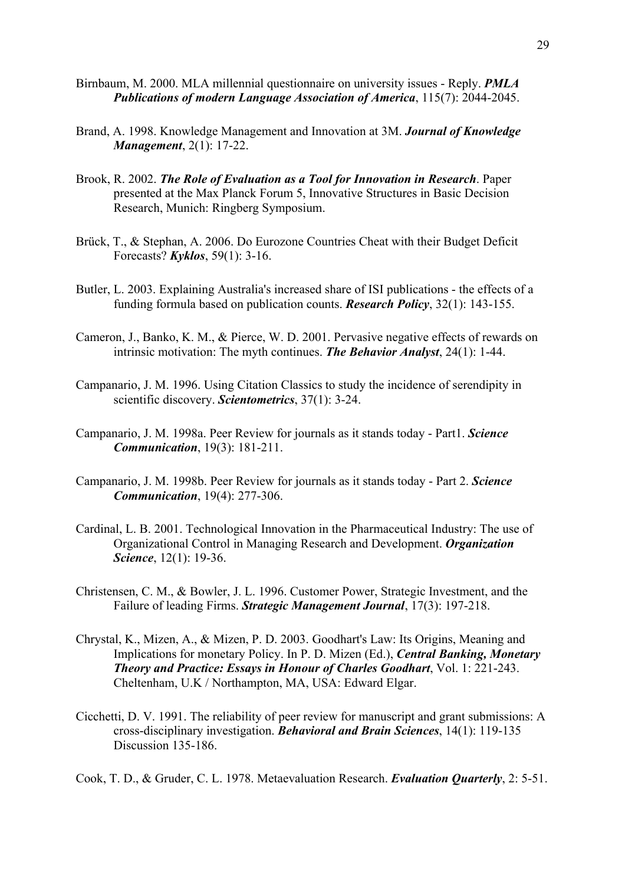Birnbaum, M. 2000. MLA millennial questionnaire on university issues - Reply. ***PMLA Publications of modern Language Association of America***, 115(7): 2044-2045.

Brand, A. 1998. Knowledge Management and Innovation at 3M. ***Journal of Knowledge Management***, 2(1): 17-22.

Brook, R. 2002. ***The Role of Evaluation as a Tool for Innovation in Research***. Paper presented at the Max Planck Forum 5, Innovative Structures in Basic Decision Research, Munich: Ringberg Symposium.

Brück, T., & Stephan, A. 2006. Do Eurozone Countries Cheat with their Budget Deficit Forecasts? ***Kyklos***, 59(1): 3-16.

Butler, L. 2003. Explaining Australia's increased share of ISI publications - the effects of a funding formula based on publication counts. ***Research Policy***, 32(1): 143-155.

Cameron, J., Banko, K. M., & Pierce, W. D. 2001. Pervasive negative effects of rewards on intrinsic motivation: The myth continues. ***The Behavior Analyst***, 24(1): 1-44.

Campanario, J. M. 1996. Using Citation Classics to study the incidence of serendipity in scientific discovery. ***Scientometrics***, 37(1): 3-24.

Campanario, J. M. 1998a. Peer Review for journals as it stands today - Part1. ***Science Communication***, 19(3): 181-211.

Campanario, J. M. 1998b. Peer Review for journals as it stands today - Part 2. ***Science Communication***, 19(4): 277-306.

Cardinal, L. B. 2001. Technological Innovation in the Pharmaceutical Industry: The use of Organizational Control in Managing Research and Development. ***Organization Science***, 12(1): 19-36.

Christensen, C. M., & Bowler, J. L. 1996. Customer Power, Strategic Investment, and the Failure of leading Firms. ***Strategic Management Journal***, 17(3): 197-218.

Chrystal, K., Mizen, A., & Mizen, P. D. 2003. Goodhart's Law: Its Origins, Meaning and Implications for monetary Policy. In P. D. Mizen (Ed.), ***Central Banking, Monetary Theory and Practice: Essays in Honour of Charles Goodhart***, Vol. 1: 221-243. Cheltenham, U.K / Northampton, MA, USA: Edward Elgar.

Cicchetti, D. V. 1991. The reliability of peer review for manuscript and grant submissions: A cross-disciplinary investigation. ***Behavioral and Brain Sciences***, 14(1): 119-135 Discussion 135-186.

Cook, T. D., & Gruder, C. L. 1978. Metaevaluation Research. ***Evaluation Quarterly***, 2: 5-51.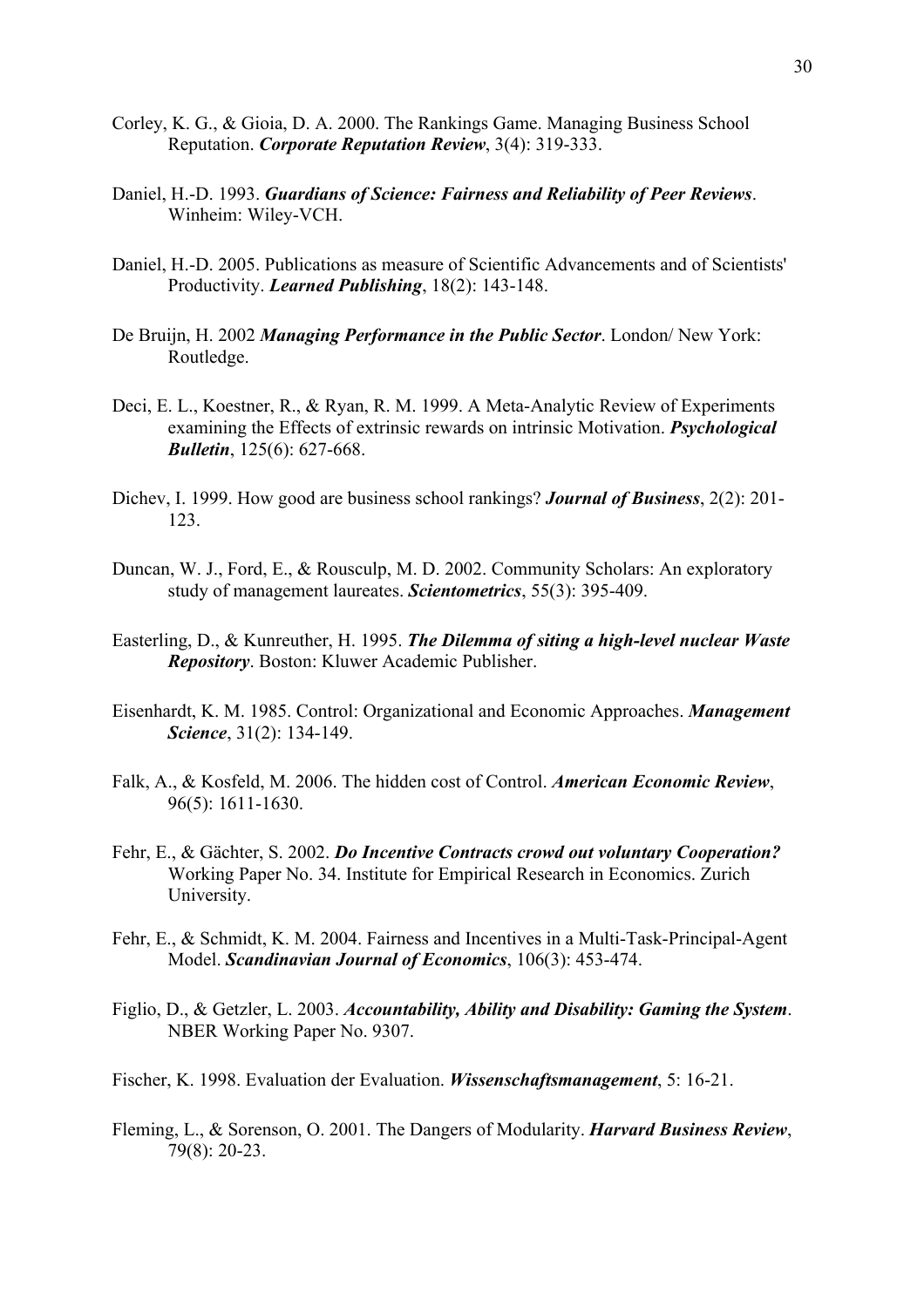Corley, K. G., & Gioia, D. A. 2000. The Rankings Game. Managing Business School Reputation. ***Corporate Reputation Review***, 3(4): 319-333.

Daniel, H.-D. 1993. ***Guardians of Science: Fairness and Reliability of Peer Reviews***. Winheim: Wiley-VCH.

Daniel, H.-D. 2005. Publications as measure of Scientific Advancements and of Scientists' Productivity. ***Learned Publishing***, 18(2): 143-148.

De Bruijn, H. 2002 ***Managing Performance in the Public Sector***. London/ New York: Routledge.

Deci, E. L., Koestner, R., & Ryan, R. M. 1999. A Meta-Analytic Review of Experiments examining the Effects of extrinsic rewards on intrinsic Motivation. ***Psychological Bulletin***, 125(6): 627-668.

Dichev, I. 1999. How good are business school rankings? ***Journal of Business***, 2(2): 201-123.

Duncan, W. J., Ford, E., & Rousculp, M. D. 2002. Community Scholars: An exploratory study of management laureates. ***Scientometrics***, 55(3): 395-409.

Easterling, D., & Kunreuther, H. 1995. ***The Dilemma of siting a high-level nuclear Waste Repository***. Boston: Kluwer Academic Publisher.

Eisenhardt, K. M. 1985. Control: Organizational and Economic Approaches. ***Management Science***, 31(2): 134-149.

Falk, A., & Kosfeld, M. 2006. The hidden cost of Control. ***American Economic Review***, 96(5): 1611-1630.

Fehr, E., & Gächter, S. 2002. ***Do Incentive Contracts crowd out voluntary Cooperation?*** Working Paper No. 34. Institute for Empirical Research in Economics. Zurich University.

Fehr, E., & Schmidt, K. M. 2004. Fairness and Incentives in a Multi-Task-Principal-Agent Model. ***Scandinavian Journal of Economics***, 106(3): 453-474.

Figlio, D., & Getzler, L. 2003. ***Accountability, Ability and Disability: Gaming the System***. NBER Working Paper No. 9307.

Fischer, K. 1998. Evaluation der Evaluation. ***Wissenschaftsmanagement***, 5: 16-21.

Fleming, L., & Sorenson, O. 2001. The Dangers of Modularity. ***Harvard Business Review***, 79(8): 20-23.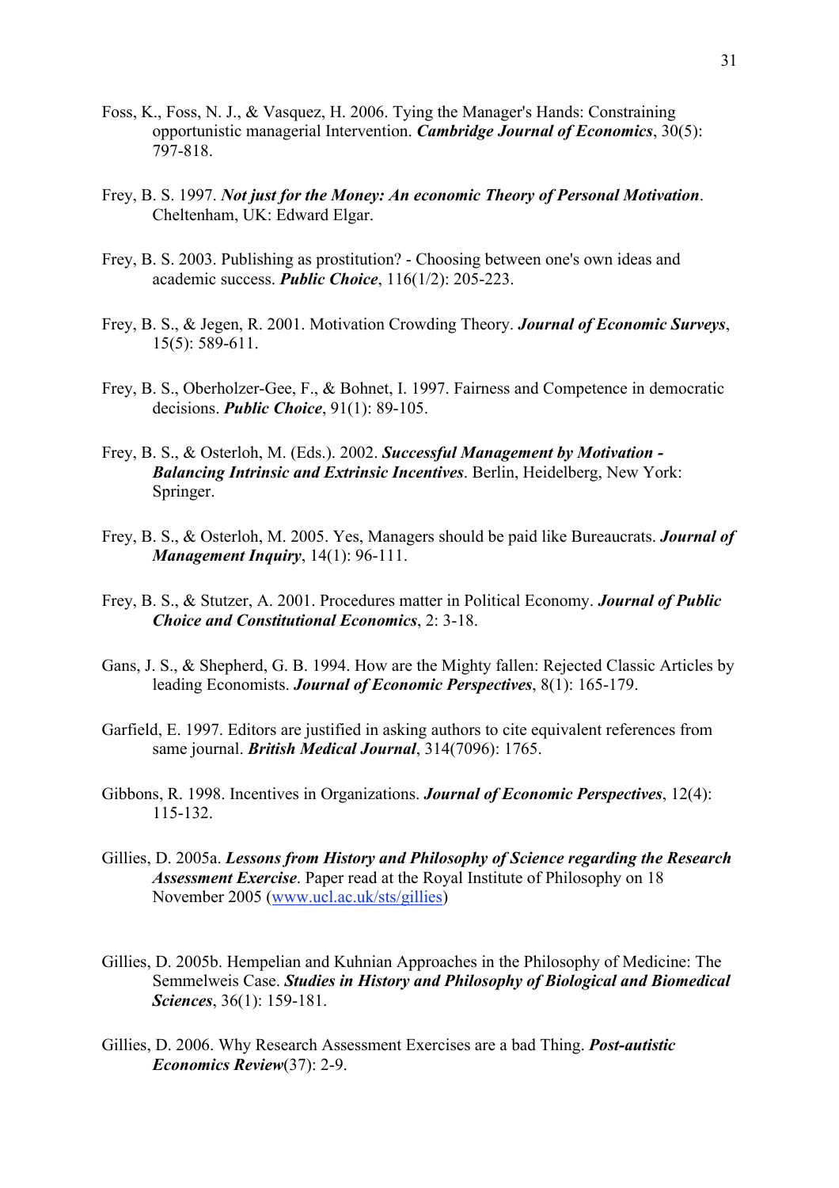Foss, K., Foss, N. J., & Vasquez, H. 2006. Tying the Manager's Hands: Constraining opportunistic managerial Intervention. ***Cambridge Journal of Economics***, 30(5): 797-818.

Frey, B. S. 1997. ***Not just for the Money: An economic Theory of Personal Motivation***. Cheltenham, UK: Edward Elgar.

Frey, B. S. 2003. Publishing as prostitution? - Choosing between one's own ideas and academic success. ***Public Choice***, 116(1/2): 205-223.

Frey, B. S., & Jegen, R. 2001. Motivation Crowding Theory. ***Journal of Economic Surveys***, 15(5): 589-611.

Frey, B. S., Oberholzer-Gee, F., & Bohnet, I. 1997. Fairness and Competence in democratic decisions. ***Public Choice***, 91(1): 89-105.

Frey, B. S., & Osterloh, M. (Eds.). 2002. ***Successful Management by Motivation - Balancing Intrinsic and Extrinsic Incentives***. Berlin, Heidelberg, New York: Springer.

Frey, B. S., & Osterloh, M. 2005. Yes, Managers should be paid like Bureaucrats. ***Journal of Management Inquiry***, 14(1): 96-111.

Frey, B. S., & Stutzer, A. 2001. Procedures matter in Political Economy. ***Journal of Public Choice and Constitutional Economics***, 2: 3-18.

Gans, J. S., & Shepherd, G. B. 1994. How are the Mighty fallen: Rejected Classic Articles by leading Economists. ***Journal of Economic Perspectives***, 8(1): 165-179.

Garfield, E. 1997. Editors are justified in asking authors to cite equivalent references from same journal. ***British Medical Journal***, 314(7096): 1765.

Gibbons, R. 1998. Incentives in Organizations. ***Journal of Economic Perspectives***, 12(4): 115-132.

Gillies, D. 2005a. ***Lessons from History and Philosophy of Science regarding the Research Assessment Exercise***. Paper read at the Royal Institute of Philosophy on 18 November 2005 (www.ucl.ac.uk/sts/gillies)

Gillies, D. 2005b. Hempelian and Kuhnian Approaches in the Philosophy of Medicine: The Semmelweis Case. ***Studies in History and Philosophy of Biological and Biomedical Sciences***, 36(1): 159-181.

Gillies, D. 2006. Why Research Assessment Exercises are a bad Thing. ***Post-autistic Economics Review***(37): 2-9.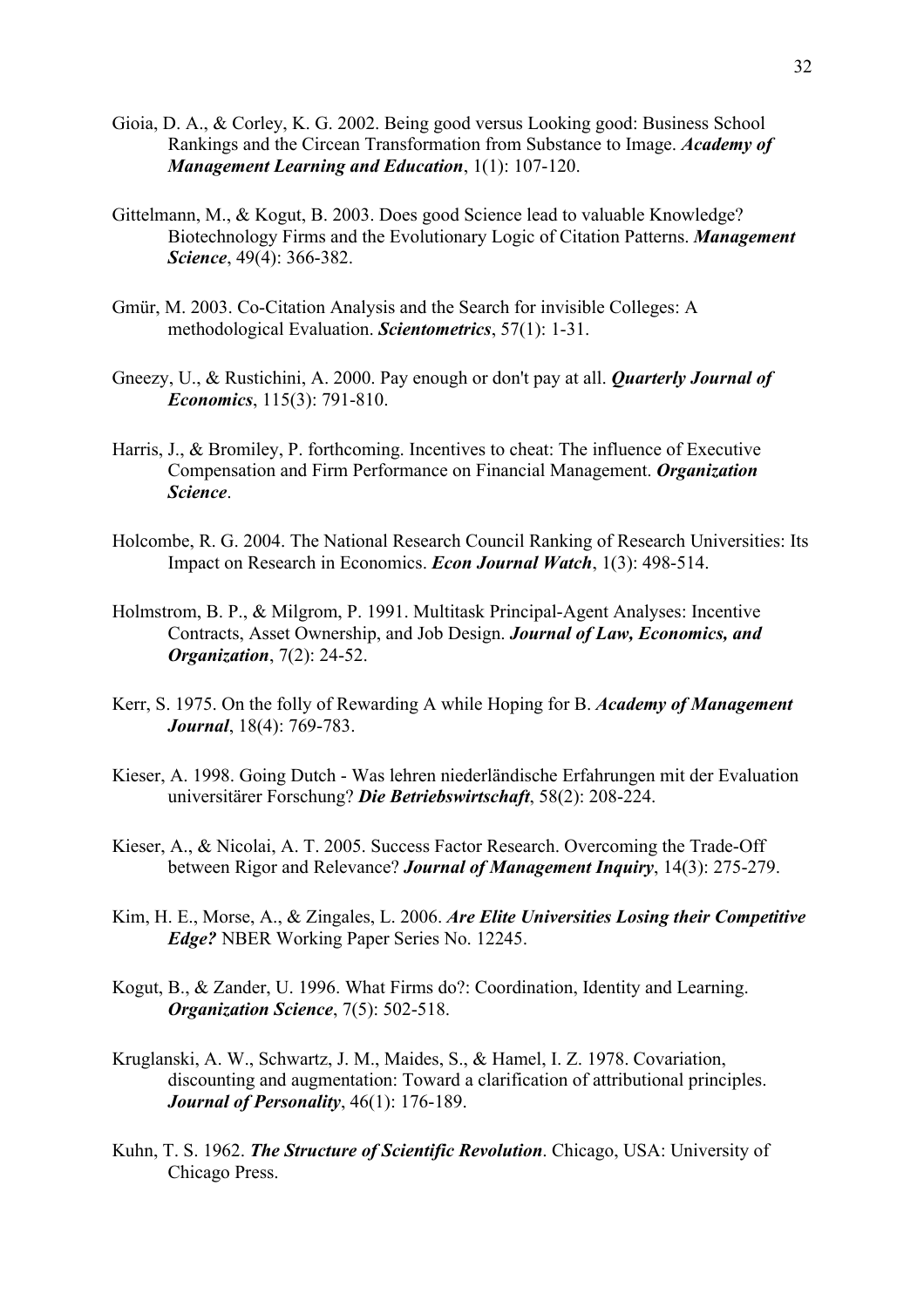Gioia, D. A., & Corley, K. G. 2002. Being good versus Looking good: Business School Rankings and the Circean Transformation from Substance to Image. ***Academy of Management Learning and Education***, 1(1): 107-120.

Gittelmann, M., & Kogut, B. 2003. Does good Science lead to valuable Knowledge? Biotechnology Firms and the Evolutionary Logic of Citation Patterns. ***Management Science***, 49(4): 366-382.

Gmür, M. 2003. Co-Citation Analysis and the Search for invisible Colleges: A methodological Evaluation. ***Scientometrics***, 57(1): 1-31.

Gneezy, U., & Rustichini, A. 2000. Pay enough or don't pay at all. ***Quarterly Journal of Economics***, 115(3): 791-810.

Harris, J., & Bromiley, P. forthcoming. Incentives to cheat: The influence of Executive Compensation and Firm Performance on Financial Management. ***Organization Science***.

Holcombe, R. G. 2004. The National Research Council Ranking of Research Universities: Its Impact on Research in Economics. ***Econ Journal Watch***, 1(3): 498-514.

Holmstrom, B. P., & Milgrom, P. 1991. Multitask Principal-Agent Analyses: Incentive Contracts, Asset Ownership, and Job Design. ***Journal of Law, Economics, and Organization***, 7(2): 24-52.

Kerr, S. 1975. On the folly of Rewarding A while Hoping for B. ***Academy of Management Journal***, 18(4): 769-783.

Kieser, A. 1998. Going Dutch - Was lehren niederländische Erfahrungen mit der Evaluation universitärer Forschung? ***Die Betriebswirtschaft***, 58(2): 208-224.

Kieser, A., & Nicolai, A. T. 2005. Success Factor Research. Overcoming the Trade-Off between Rigor and Relevance? ***Journal of Management Inquiry***, 14(3): 275-279.

Kim, H. E., Morse, A., & Zingales, L. 2006. ***Are Elite Universities Losing their Competitive Edge?*** NBER Working Paper Series No. 12245.

Kogut, B., & Zander, U. 1996. What Firms do?: Coordination, Identity and Learning. ***Organization Science***, 7(5): 502-518.

Kruglanski, A. W., Schwartz, J. M., Maides, S., & Hamel, I. Z. 1978. Covariation, discounting and augmentation: Toward a clarification of attributional principles. ***Journal of Personality***, 46(1): 176-189.

Kuhn, T. S. 1962. ***The Structure of Scientific Revolution***. Chicago, USA: University of Chicago Press.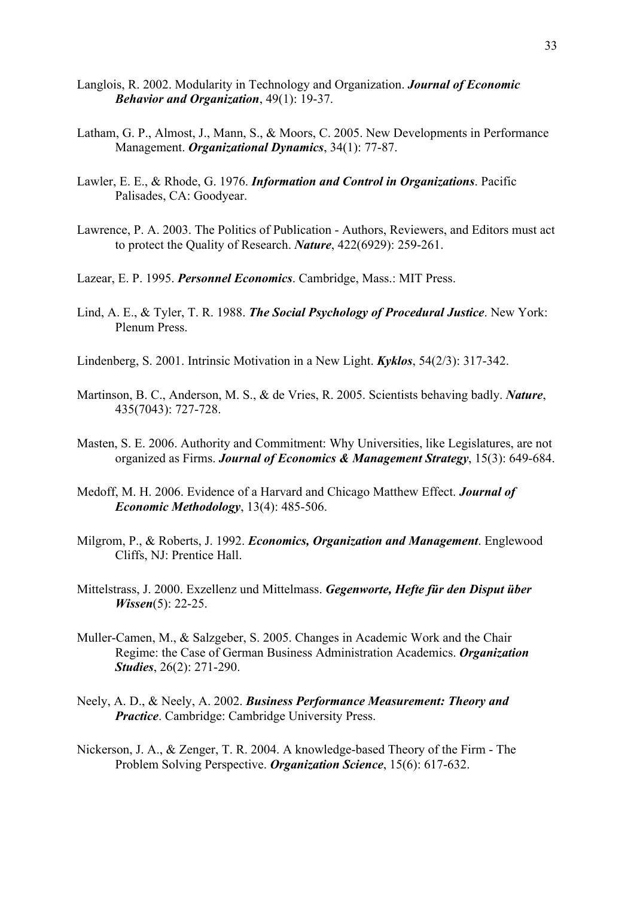Langlois, R. 2002. Modularity in Technology and Organization. ***Journal of Economic Behavior and Organization***, 49(1): 19-37.

Latham, G. P., Almost, J., Mann, S., & Moors, C. 2005. New Developments in Performance Management. ***Organizational Dynamics***, 34(1): 77-87.

Lawler, E. E., & Rhode, G. 1976. ***Information and Control in Organizations***. Pacific Palisades, CA: Goodyear.

Lawrence, P. A. 2003. The Politics of Publication - Authors, Reviewers, and Editors must act to protect the Quality of Research. ***Nature***, 422(6929): 259-261.

Lazear, E. P. 1995. ***Personnel Economics***. Cambridge, Mass.: MIT Press.

Lind, A. E., & Tyler, T. R. 1988. ***The Social Psychology of Procedural Justice***. New York: Plenum Press.

Lindenberg, S. 2001. Intrinsic Motivation in a New Light. ***Kyklos***, 54(2/3): 317-342.

Martinson, B. C., Anderson, M. S., & de Vries, R. 2005. Scientists behaving badly. ***Nature***, 435(7043): 727-728.

Masten, S. E. 2006. Authority and Commitment: Why Universities, like Legislatures, are not organized as Firms. ***Journal of Economics & Management Strategy***, 15(3): 649-684.

Medoff, M. H. 2006. Evidence of a Harvard and Chicago Matthew Effect. ***Journal of Economic Methodology***, 13(4): 485-506.

Milgrom, P., & Roberts, J. 1992. ***Economics, Organization and Management***. Englewood Cliffs, NJ: Prentice Hall.

Mittelstrass, J. 2000. Exzellenz und Mittelmass. ***Gegenworte, Hefte für den Disput über Wissen***(5): 22-25.

Muller-Camen, M., & Salzgeber, S. 2005. Changes in Academic Work and the Chair Regime: the Case of German Business Administration Academics. ***Organization Studies***, 26(2): 271-290.

Neely, A. D., & Neely, A. 2002. ***Business Performance Measurement: Theory and Practice***. Cambridge: Cambridge University Press.

Nickerson, J. A., & Zenger, T. R. 2004. A knowledge-based Theory of the Firm - The Problem Solving Perspective. ***Organization Science***, 15(6): 617-632.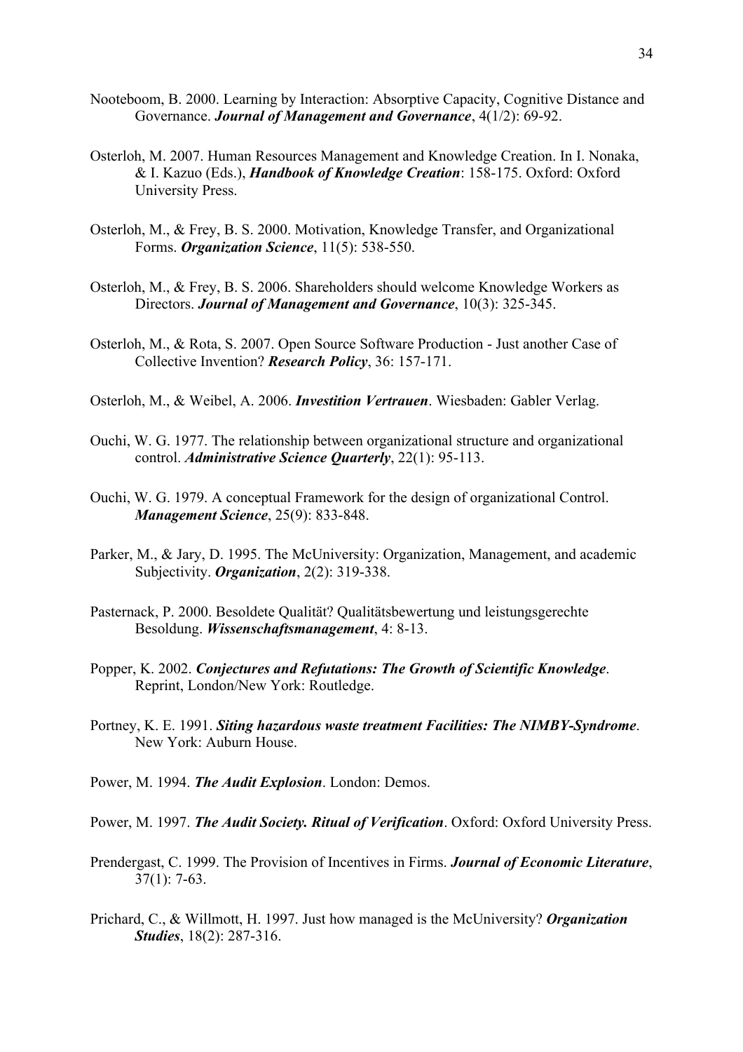Nooteboom, B. 2000. Learning by Interaction: Absorptive Capacity, Cognitive Distance and Governance. ***Journal of Management and Governance***, 4(1/2): 69-92.

Osterloh, M. 2007. Human Resources Management and Knowledge Creation. In I. Nonaka, & I. Kazuo (Eds.), ***Handbook of Knowledge Creation***: 158-175. Oxford: Oxford University Press.

Osterloh, M., & Frey, B. S. 2000. Motivation, Knowledge Transfer, and Organizational Forms. ***Organization Science***, 11(5): 538-550.

Osterloh, M., & Frey, B. S. 2006. Shareholders should welcome Knowledge Workers as Directors. ***Journal of Management and Governance***, 10(3): 325-345.

Osterloh, M., & Rota, S. 2007. Open Source Software Production - Just another Case of Collective Invention? ***Research Policy***, 36: 157-171.

Osterloh, M., & Weibel, A. 2006. ***Investition Vertrauen***. Wiesbaden: Gabler Verlag.

Ouchi, W. G. 1977. The relationship between organizational structure and organizational control. ***Administrative Science Quarterly***, 22(1): 95-113.

Ouchi, W. G. 1979. A conceptual Framework for the design of organizational Control. ***Management Science***, 25(9): 833-848.

Parker, M., & Jary, D. 1995. The McUniversity: Organization, Management, and academic Subjectivity. ***Organization***, 2(2): 319-338.

Pasternack, P. 2000. Besoldete Qualität? Qualitätsbewertung und leistungsgerechte Besoldung. ***Wissenschaftsmanagement***, 4: 8-13.

Popper, K. 2002. ***Conjectures and Refutations: The Growth of Scientific Knowledge***. Reprint, London/New York: Routledge.

Portney, K. E. 1991. ***Siting hazardous waste treatment Facilities: The NIMBY-Syndrome***. New York: Auburn House.

Power, M. 1994. ***The Audit Explosion***. London: Demos.

Power, M. 1997. ***The Audit Society. Ritual of Verification***. Oxford: Oxford University Press.

Prendergast, C. 1999. The Provision of Incentives in Firms. ***Journal of Economic Literature***, 37(1): 7-63.

Prichard, C., & Willmott, H. 1997. Just how managed is the McUniversity? ***Organization Studies***, 18(2): 287-316.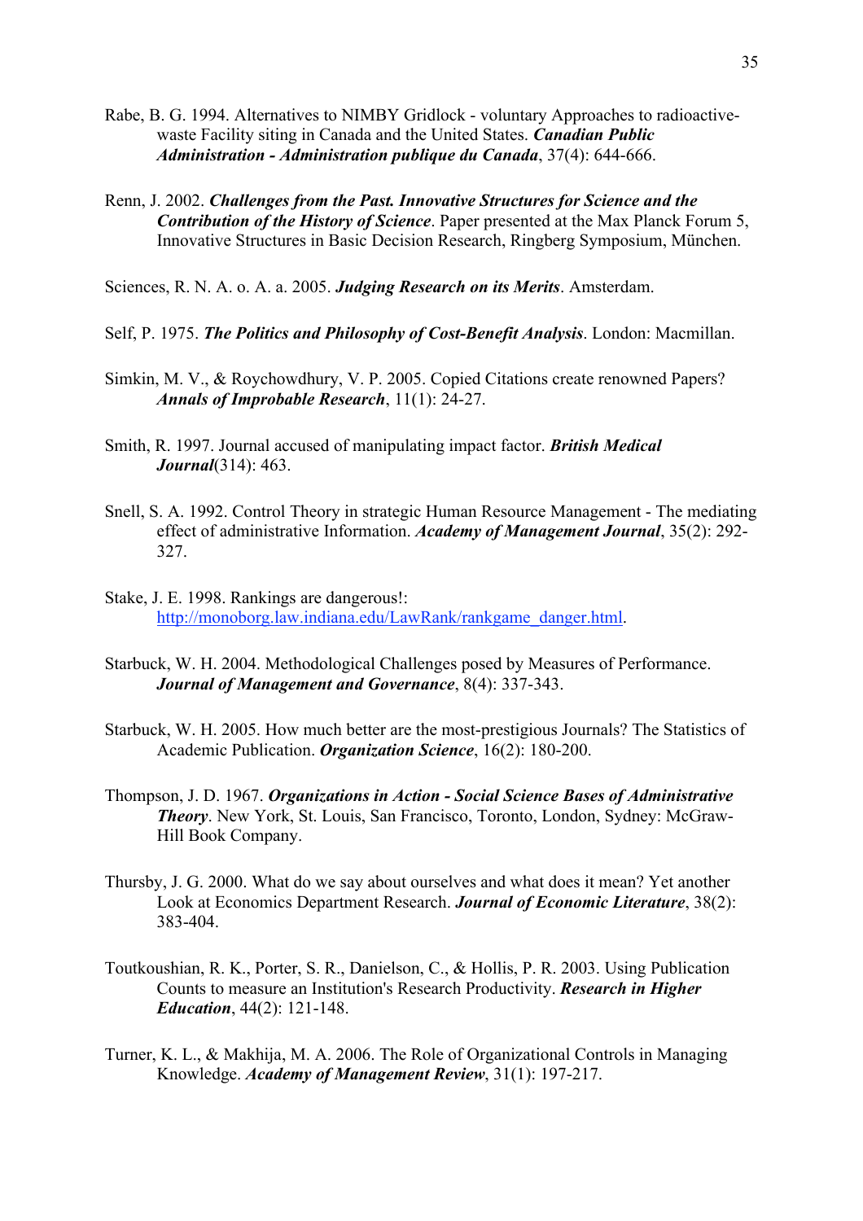Rabe, B. G. 1994. Alternatives to NIMBY Gridlock - voluntary Approaches to radioactive-waste Facility siting in Canada and the United States. ***Canadian Public Administration - Administration publique du Canada***, 37(4): 644-666.

Renn, J. 2002. ***Challenges from the Past. Innovative Structures for Science and the Contribution of the History of Science***. Paper presented at the Max Planck Forum 5, Innovative Structures in Basic Decision Research, Ringberg Symposium, München.

Sciences, R. N. A. o. A. a. 2005. ***Judging Research on its Merits***. Amsterdam.

Self, P. 1975. ***The Politics and Philosophy of Cost-Benefit Analysis***. London: Macmillan.

Simkin, M. V., & Roychowdhury, V. P. 2005. Copied Citations create renowned Papers? ***Annals of Improbable Research***, 11(1): 24-27.

Smith, R. 1997. Journal accused of manipulating impact factor. ***British Medical Journal***(314): 463.

Snell, S. A. 1992. Control Theory in strategic Human Resource Management - The mediating effect of administrative Information. ***Academy of Management Journal***, 35(2): 292-327.

Stake, J. E. 1998. Rankings are dangerous!: http://monoborg.law.indiana.edu/LawRank/rankgame_danger.html.

Starbuck, W. H. 2004. Methodological Challenges posed by Measures of Performance. ***Journal of Management and Governance***, 8(4): 337-343.

Starbuck, W. H. 2005. How much better are the most-prestigious Journals? The Statistics of Academic Publication. ***Organization Science***, 16(2): 180-200.

Thompson, J. D. 1967. ***Organizations in Action - Social Science Bases of Administrative Theory***. New York, St. Louis, San Francisco, Toronto, London, Sydney: McGraw-Hill Book Company.

Thursby, J. G. 2000. What do we say about ourselves and what does it mean? Yet another Look at Economics Department Research. ***Journal of Economic Literature***, 38(2): 383-404.

Toutkoushian, R. K., Porter, S. R., Danielson, C., & Hollis, P. R. 2003. Using Publication Counts to measure an Institution's Research Productivity. ***Research in Higher Education***, 44(2): 121-148.

Turner, K. L., & Makhija, M. A. 2006. The Role of Organizational Controls in Managing Knowledge. ***Academy of Management Review***, 31(1): 197-217.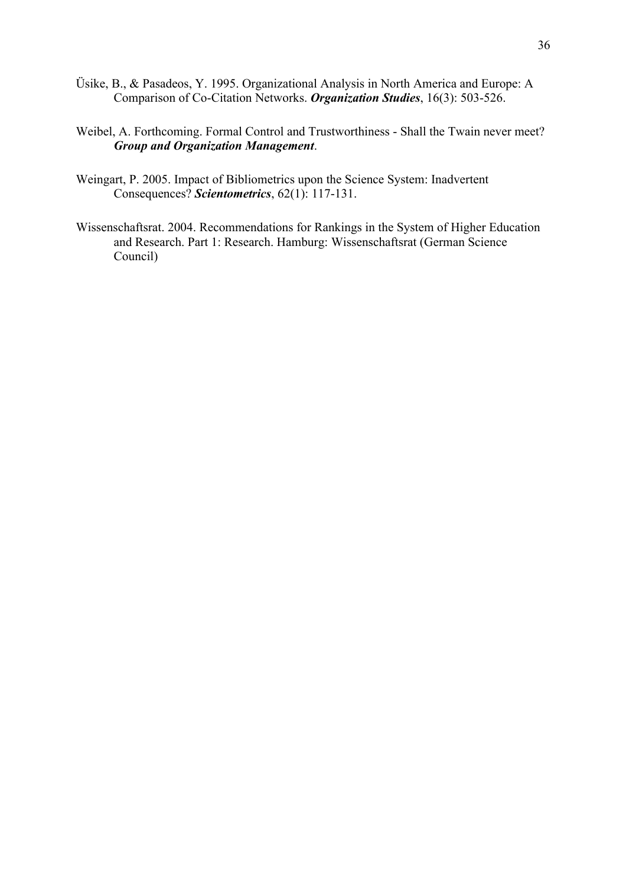Üsike, B., & Pasadeos, Y. 1995. Organizational Analysis in North America and Europe: A Comparison of Co-Citation Networks. ***Organization Studies***, 16(3): 503-526.

Weibel, A. Forthcoming. Formal Control and Trustworthiness - Shall the Twain never meet? ***Group and Organization Management***.

Weingart, P. 2005. Impact of Bibliometrics upon the Science System: Inadvertent Consequences? ***Scientometrics***, 62(1): 117-131.

Wissenschaftsrat. 2004. Recommendations for Rankings in the System of Higher Education and Research. Part 1: Research. Hamburg: Wissenschaftsrat (German Science Council)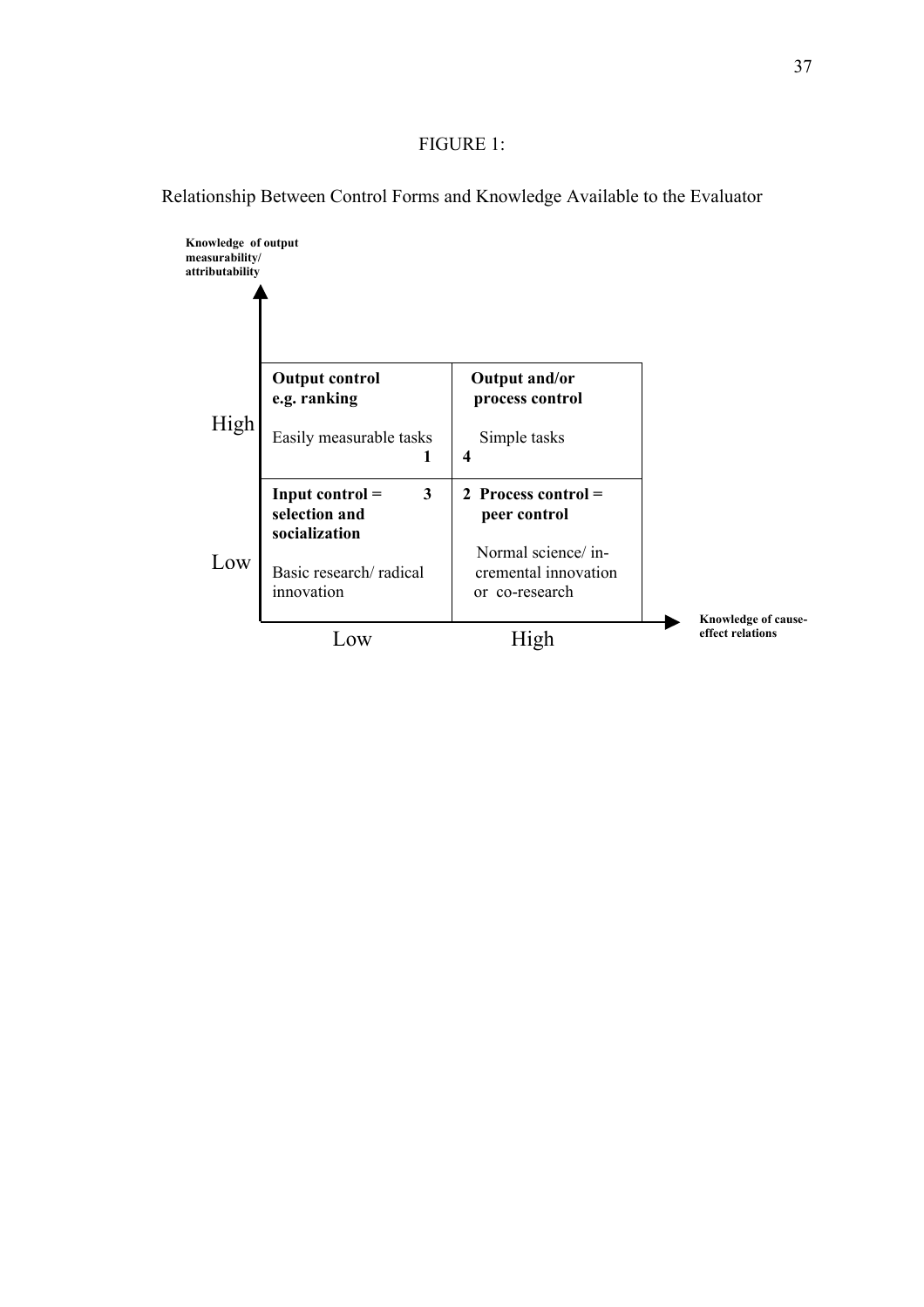FIGURE 1:

Relationship Between Control Forms and Knowledge Available to the Evaluator

Knowledge of output measurability/ attributability

High

Low

**Output control e.g. ranking**

Easily measurable tasks

**1**

**Output and/or process control**

Simple tasks

**4**

**Input control = selection and socialization**

**3**

Basic research/ radical innovation

**2 Process control = peer control**

Normal science/ incremental innovation or co-research

Low

High

Knowledge of cause-effect relations